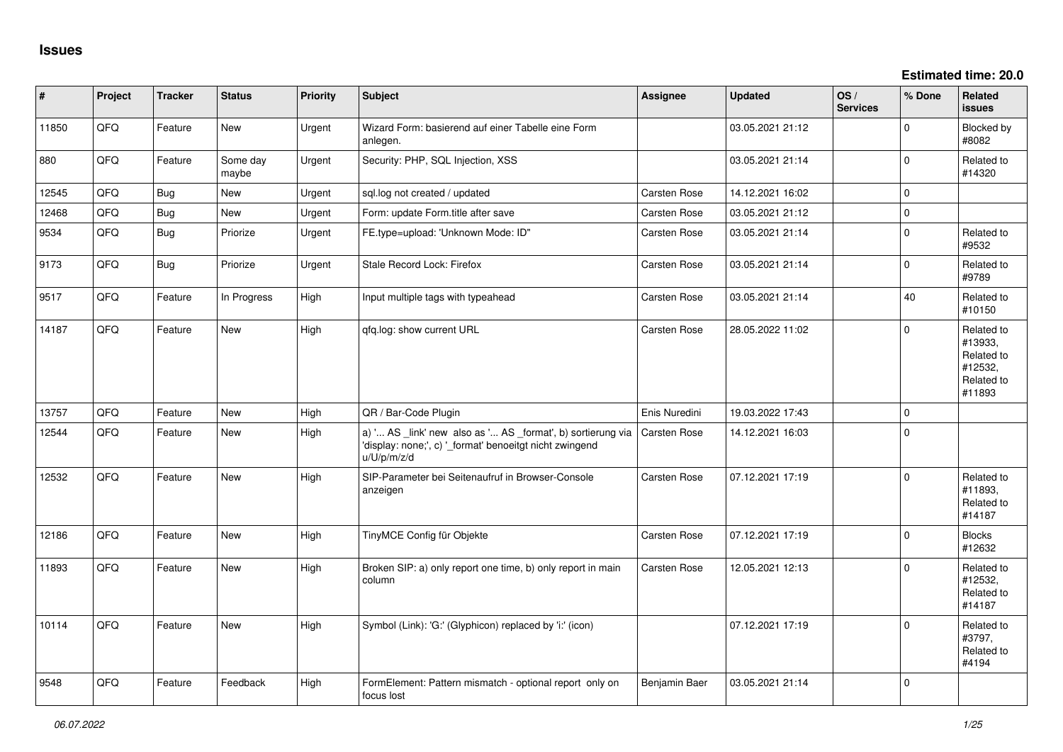# Issues

**Estimated time: 20.0**

| # | Project | Tracker | Status | Priority | Subject | Assignee | Updated | OS / Services | % Done | Related issues |
|---|---|---|---|---|---|---|---|---|---|---|
| 11850 | QFQ | Feature | New | Urgent | Wizard Form: basierend auf einer Tabelle eine Form anlegen. | | 03.05.2021 21:12 | | 0 | Blocked by #8082 |
| 880 | QFQ | Feature | Some day maybe | Urgent | Security: PHP, SQL Injection, XSS | | 03.05.2021 21:14 | | 0 | Related to #14320 |
| 12545 | QFQ | Bug | New | Urgent | sql.log not created / updated | Carsten Rose | 14.12.2021 16:02 | | 0 | |
| 12468 | QFQ | Bug | New | Urgent | Form: update Form.title after save | Carsten Rose | 03.05.2021 21:12 | | 0 | |
| 9534 | QFQ | Bug | Priorize | Urgent | FE.type=upload: 'Unknown Mode: ID" | Carsten Rose | 03.05.2021 21:14 | | 0 | Related to #9532 |
| 9173 | QFQ | Bug | Priorize | Urgent | Stale Record Lock: Firefox | Carsten Rose | 03.05.2021 21:14 | | 0 | Related to #9789 |
| 9517 | QFQ | Feature | In Progress | High | Input multiple tags with typeahead | Carsten Rose | 03.05.2021 21:14 | | 40 | Related to #10150 |
| 14187 | QFQ | Feature | New | High | qfq.log: show current URL | Carsten Rose | 28.05.2022 11:02 | | 0 | Related to #13933, Related to #12532, Related to #11893 |
| 13757 | QFQ | Feature | New | High | QR / Bar-Code Plugin | Enis Nuredini | 19.03.2022 17:43 | | 0 | |
| 12544 | QFQ | Feature | New | High | a) '... AS _link' new also as '... AS _format', b) sortierung via 'display: none;', c) '_format' benoeitgt nicht zwingend u/U/p/m/z/d | Carsten Rose | 14.12.2021 16:03 | | 0 | |
| 12532 | QFQ | Feature | New | High | SIP-Parameter bei Seitenaufruf in Browser-Console anzeigen | Carsten Rose | 07.12.2021 17:19 | | 0 | Related to #11893, Related to #14187 |
| 12186 | QFQ | Feature | New | High | TinyMCE Config für Objekte | Carsten Rose | 07.12.2021 17:19 | | 0 | Blocks #12632 |
| 11893 | QFQ | Feature | New | High | Broken SIP: a) only report one time, b) only report in main column | Carsten Rose | 12.05.2021 12:13 | | 0 | Related to #12532, Related to #14187 |
| 10114 | QFQ | Feature | New | High | Symbol (Link): 'G:' (Glyphicon) replaced by 'i:' (icon) | | 07.12.2021 17:19 | | 0 | Related to #3797, Related to #4194 |
| 9548 | QFQ | Feature | Feedback | High | FormElement: Pattern mismatch - optional report only on focus lost | Benjamin Baer | 03.05.2021 21:14 | | 0 | |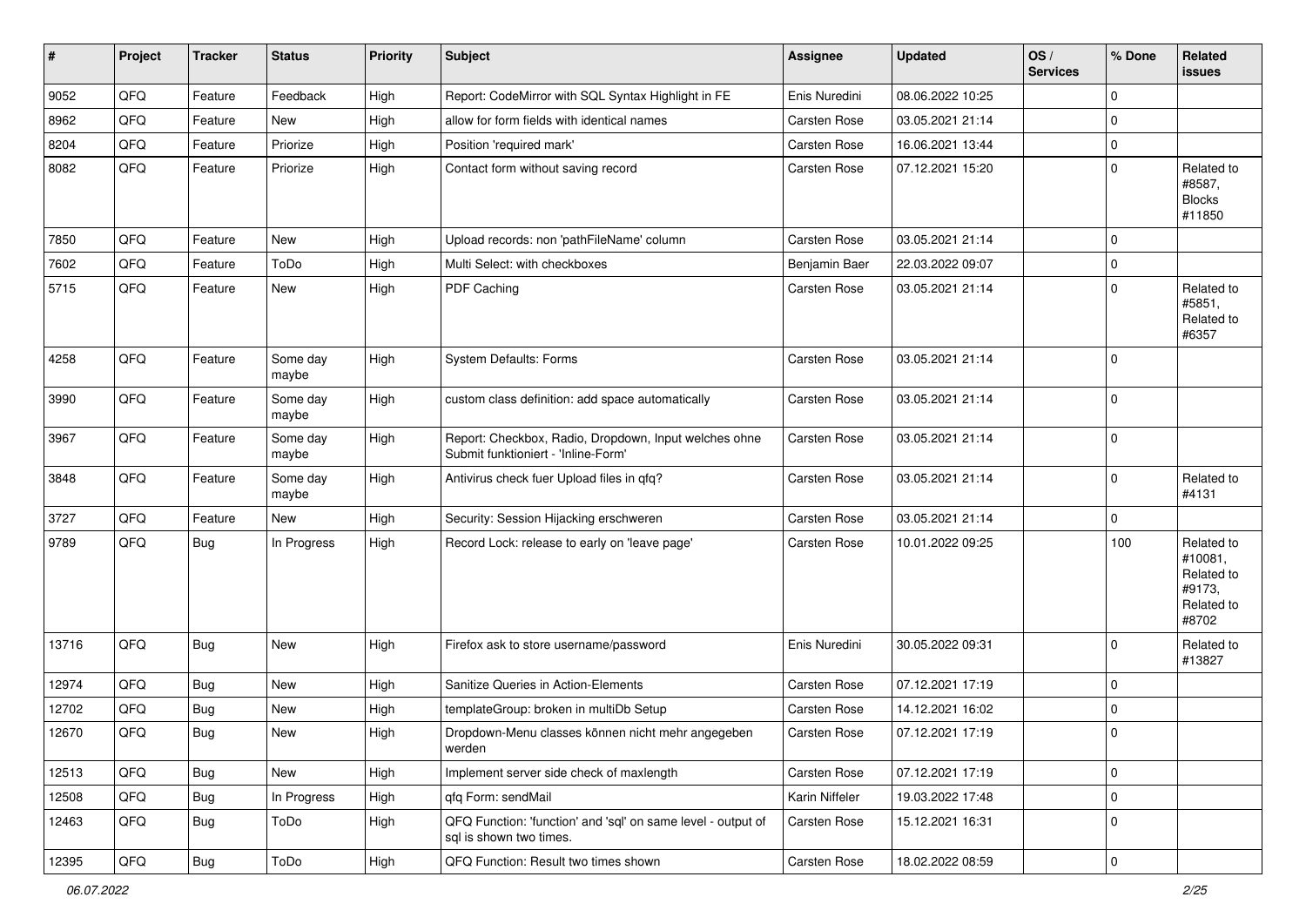| # | Project | Tracker | Status | Priority | Subject | Assignee | Updated | OS / Services | % Done | Related issues |
|---|---|---|---|---|---|---|---|---|---|---|
| 9052 | QFQ | Feature | Feedback | High | Report: CodeMirror with SQL Syntax Highlight in FE | Enis Nuredini | 08.06.2022 10:25 | | 0 | |
| 8962 | QFQ | Feature | New | High | allow for form fields with identical names | Carsten Rose | 03.05.2021 21:14 | | 0 | |
| 8204 | QFQ | Feature | Priorize | High | Position 'required mark' | Carsten Rose | 16.06.2021 13:44 | | 0 | |
| 8082 | QFQ | Feature | Priorize | High | Contact form without saving record | Carsten Rose | 07.12.2021 15:20 | | 0 | Related to #8587, Blocks #11850 |
| 7850 | QFQ | Feature | New | High | Upload records: non 'pathFileName' column | Carsten Rose | 03.05.2021 21:14 | | 0 | |
| 7602 | QFQ | Feature | ToDo | High | Multi Select: with checkboxes | Benjamin Baer | 22.03.2022 09:07 | | 0 | |
| 5715 | QFQ | Feature | New | High | PDF Caching | Carsten Rose | 03.05.2021 21:14 | | 0 | Related to #5851, Related to #6357 |
| 4258 | QFQ | Feature | Some day maybe | High | System Defaults: Forms | Carsten Rose | 03.05.2021 21:14 | | 0 | |
| 3990 | QFQ | Feature | Some day maybe | High | custom class definition: add space automatically | Carsten Rose | 03.05.2021 21:14 | | 0 | |
| 3967 | QFQ | Feature | Some day maybe | High | Report: Checkbox, Radio, Dropdown, Input welches ohne Submit funktioniert - 'Inline-Form' | Carsten Rose | 03.05.2021 21:14 | | 0 | |
| 3848 | QFQ | Feature | Some day maybe | High | Antivirus check fuer Upload files in qfq? | Carsten Rose | 03.05.2021 21:14 | | 0 | Related to #4131 |
| 3727 | QFQ | Feature | New | High | Security: Session Hijacking erschweren | Carsten Rose | 03.05.2021 21:14 | | 0 | |
| 9789 | QFQ | Bug | In Progress | High | Record Lock: release to early on 'leave page' | Carsten Rose | 10.01.2022 09:25 | | 100 | Related to #10081, Related to #9173, Related to #8702 |
| 13716 | QFQ | Bug | New | High | Firefox ask to store username/password | Enis Nuredini | 30.05.2022 09:31 | | 0 | Related to #13827 |
| 12974 | QFQ | Bug | New | High | Sanitize Queries in Action-Elements | Carsten Rose | 07.12.2021 17:19 | | 0 | |
| 12702 | QFQ | Bug | New | High | templateGroup: broken in multiDb Setup | Carsten Rose | 14.12.2021 16:02 | | 0 | |
| 12670 | QFQ | Bug | New | High | Dropdown-Menu classes können nicht mehr angegeben werden | Carsten Rose | 07.12.2021 17:19 | | 0 | |
| 12513 | QFQ | Bug | New | High | Implement server side check of maxlength | Carsten Rose | 07.12.2021 17:19 | | 0 | |
| 12508 | QFQ | Bug | In Progress | High | qfq Form: sendMail | Karin Niffeler | 19.03.2022 17:48 | | 0 | |
| 12463 | QFQ | Bug | ToDo | High | QFQ Function: 'function' and 'sql' on same level - output of sql is shown two times. | Carsten Rose | 15.12.2021 16:31 | | 0 | |
| 12395 | QFQ | Bug | ToDo | High | QFQ Function: Result two times shown | Carsten Rose | 18.02.2022 08:59 | | 0 | |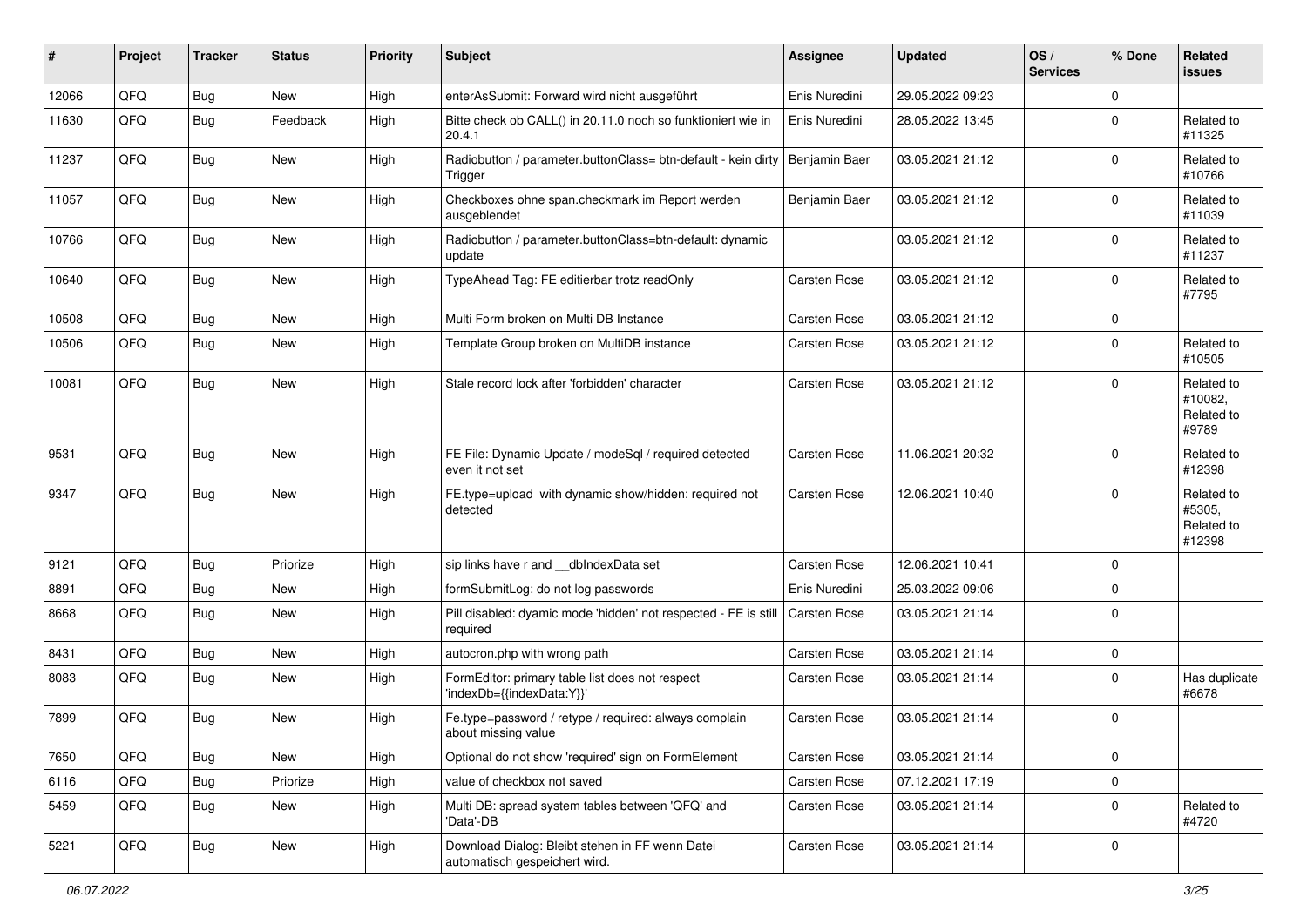| # | Project | Tracker | Status | Priority | Subject | Assignee | Updated | OS / Services | % Done | Related issues |
|---|---|---|---|---|---|---|---|---|---|---|
| 12066 | QFQ | Bug | New | High | enterAsSubmit: Forward wird nicht ausgeführt | Enis Nuredini | 29.05.2022 09:23 | | 0 | |
| 11630 | QFQ | Bug | Feedback | High | Bitte check ob CALL() in 20.11.0 noch so funktioniert wie in 20.4.1 | Enis Nuredini | 28.05.2022 13:45 | | 0 | Related to #11325 |
| 11237 | QFQ | Bug | New | High | Radiobutton / parameter.buttonClass= btn-default - kein dirty Trigger | Benjamin Baer | 03.05.2021 21:12 | | 0 | Related to #10766 |
| 11057 | QFQ | Bug | New | High | Checkboxes ohne span.checkmark im Report werden ausgeblendet | Benjamin Baer | 03.05.2021 21:12 | | 0 | Related to #11039 |
| 10766 | QFQ | Bug | New | High | Radiobutton / parameter.buttonClass=btn-default: dynamic update | | 03.05.2021 21:12 | | 0 | Related to #11237 |
| 10640 | QFQ | Bug | New | High | TypeAhead Tag: FE editierbar trotz readOnly | Carsten Rose | 03.05.2021 21:12 | | 0 | Related to #7795 |
| 10508 | QFQ | Bug | New | High | Multi Form broken on Multi DB Instance | Carsten Rose | 03.05.2021 21:12 | | 0 | |
| 10506 | QFQ | Bug | New | High | Template Group broken on MultiDB instance | Carsten Rose | 03.05.2021 21:12 | | 0 | Related to #10505 |
| 10081 | QFQ | Bug | New | High | Stale record lock after 'forbidden' character | Carsten Rose | 03.05.2021 21:12 | | 0 | Related to #10082, Related to #9789 |
| 9531 | QFQ | Bug | New | High | FE File: Dynamic Update / modeSql / required detected even it not set | Carsten Rose | 11.06.2021 20:32 | | 0 | Related to #12398 |
| 9347 | QFQ | Bug | New | High | FE.type=upload with dynamic show/hidden: required not detected | Carsten Rose | 12.06.2021 10:40 | | 0 | Related to #5305, Related to #12398 |
| 9121 | QFQ | Bug | Priorize | High | sip links have r and __dbIndexData set | Carsten Rose | 12.06.2021 10:41 | | 0 | |
| 8891 | QFQ | Bug | New | High | formSubmitLog: do not log passwords | Enis Nuredini | 25.03.2022 09:06 | | 0 | |
| 8668 | QFQ | Bug | New | High | Pill disabled: dyamic mode 'hidden' not respected - FE is still required | Carsten Rose | 03.05.2021 21:14 | | 0 | |
| 8431 | QFQ | Bug | New | High | autocron.php with wrong path | Carsten Rose | 03.05.2021 21:14 | | 0 | |
| 8083 | QFQ | Bug | New | High | FormEditor: primary table list does not respect 'indexDb={{indexData:Y}}' | Carsten Rose | 03.05.2021 21:14 | | 0 | Has duplicate #6678 |
| 7899 | QFQ | Bug | New | High | Fe.type=password / retype / required: always complain about missing value | Carsten Rose | 03.05.2021 21:14 | | 0 | |
| 7650 | QFQ | Bug | New | High | Optional do not show 'required' sign on FormElement | Carsten Rose | 03.05.2021 21:14 | | 0 | |
| 6116 | QFQ | Bug | Priorize | High | value of checkbox not saved | Carsten Rose | 07.12.2021 17:19 | | 0 | |
| 5459 | QFQ | Bug | New | High | Multi DB: spread system tables between 'QFQ' and 'Data'-DB | Carsten Rose | 03.05.2021 21:14 | | 0 | Related to #4720 |
| 5221 | QFQ | Bug | New | High | Download Dialog: Bleibt stehen in FF wenn Datei automatisch gespeichert wird. | Carsten Rose | 03.05.2021 21:14 | | 0 | |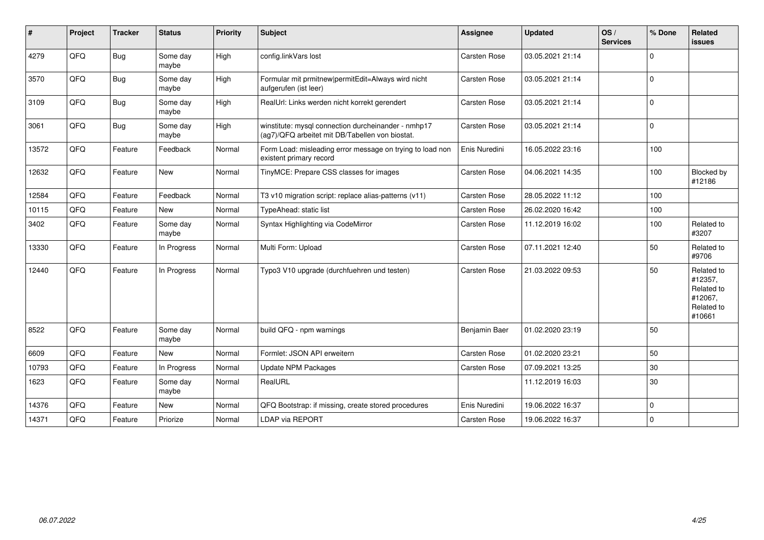| # | Project | Tracker | Status | Priority | Subject | Assignee | Updated | OS / Services | % Done | Related issues |
|---|---|---|---|---|---|---|---|---|---|---|
| 4279 | QFQ | Bug | Some day maybe | High | config.linkVars lost | Carsten Rose | 03.05.2021 21:14 | | 0 | |
| 3570 | QFQ | Bug | Some day maybe | High | Formular mit prmitnew\|permitEdit=Always wird nicht aufgerufen (ist leer) | Carsten Rose | 03.05.2021 21:14 | | 0 | |
| 3109 | QFQ | Bug | Some day maybe | High | RealUrl: Links werden nicht korrekt gerendert | Carsten Rose | 03.05.2021 21:14 | | 0 | |
| 3061 | QFQ | Bug | Some day maybe | High | winstitute: mysql connection durcheinander - nmhp17 (ag7)/QFQ arbeitet mit DB/Tabellen von biostat. | Carsten Rose | 03.05.2021 21:14 | | 0 | |
| 13572 | QFQ | Feature | Feedback | Normal | Form Load: misleading error message on trying to load non existent primary record | Enis Nuredini | 16.05.2022 23:16 | | 100 | |
| 12632 | QFQ | Feature | New | Normal | TinyMCE: Prepare CSS classes for images | Carsten Rose | 04.06.2021 14:35 | | 100 | Blocked by #12186 |
| 12584 | QFQ | Feature | Feedback | Normal | T3 v10 migration script: replace alias-patterns (v11) | Carsten Rose | 28.05.2022 11:12 | | 100 | |
| 10115 | QFQ | Feature | New | Normal | TypeAhead: static list | Carsten Rose | 26.02.2020 16:42 | | 100 | |
| 3402 | QFQ | Feature | Some day maybe | Normal | Syntax Highlighting via CodeMirror | Carsten Rose | 11.12.2019 16:02 | | 100 | Related to #3207 |
| 13330 | QFQ | Feature | In Progress | Normal | Multi Form: Upload | Carsten Rose | 07.11.2021 12:40 | | 50 | Related to #9706 |
| 12440 | QFQ | Feature | In Progress | Normal | Typo3 V10 upgrade (durchfuehren und testen) | Carsten Rose | 21.03.2022 09:53 | | 50 | Related to #12357, Related to #12067, Related to #10661 |
| 8522 | QFQ | Feature | Some day maybe | Normal | build QFQ - npm warnings | Benjamin Baer | 01.02.2020 23:19 | | 50 | |
| 6609 | QFQ | Feature | New | Normal | Formlet: JSON API erweitern | Carsten Rose | 01.02.2020 23:21 | | 50 | |
| 10793 | QFQ | Feature | In Progress | Normal | Update NPM Packages | Carsten Rose | 07.09.2021 13:25 | | 30 | |
| 1623 | QFQ | Feature | Some day maybe | Normal | RealURL | | 11.12.2019 16:03 | | 30 | |
| 14376 | QFQ | Feature | New | Normal | QFQ Bootstrap: if missing, create stored procedures | Enis Nuredini | 19.06.2022 16:37 | | 0 | |
| 14371 | QFQ | Feature | Priorize | Normal | LDAP via REPORT | Carsten Rose | 19.06.2022 16:37 | | 0 | |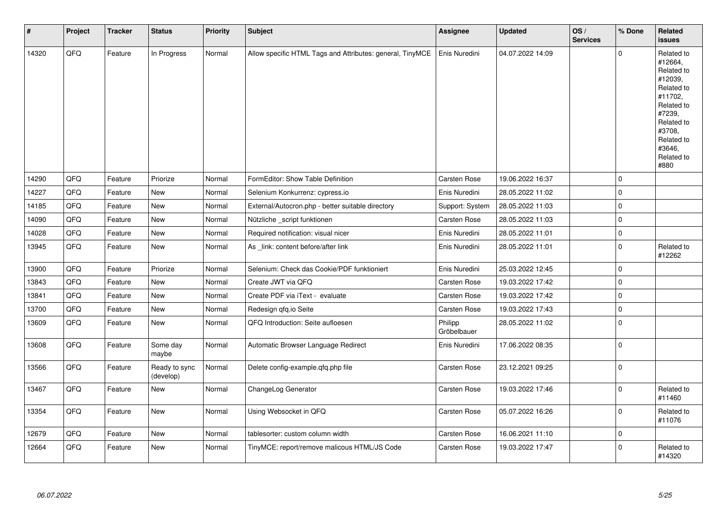| # | Project | Tracker | Status | Priority | Subject | Assignee | Updated | OS / Services | % Done | Related issues |
|---|---|---|---|---|---|---|---|---|---|---|
| 14320 | QFQ | Feature | In Progress | Normal | Allow specific HTML Tags and Attributes: general, TinyMCE | Enis Nuredini | 04.07.2022 14:09 | | 0 | Related to #12664, Related to #12039, Related to #11702, Related to #7239, Related to #3708, Related to #3646, Related to #880 |
| 14290 | QFQ | Feature | Priorize | Normal | FormEditor: Show Table Definition | Carsten Rose | 19.06.2022 16:37 | | 0 | |
| 14227 | QFQ | Feature | New | Normal | Selenium Konkurrenz: cypress.io | Enis Nuredini | 28.05.2022 11:02 | | 0 | |
| 14185 | QFQ | Feature | New | Normal | External/Autocron.php - better suitable directory | Support: System | 28.05.2022 11:03 | | 0 | |
| 14090 | QFQ | Feature | New | Normal | Nützliche _script funktionen | Carsten Rose | 28.05.2022 11:03 | | 0 | |
| 14028 | QFQ | Feature | New | Normal | Required notification: visual nicer | Enis Nuredini | 28.05.2022 11:01 | | 0 | |
| 13945 | QFQ | Feature | New | Normal | As _link: content before/after link | Enis Nuredini | 28.05.2022 11:01 | | 0 | Related to #12262 |
| 13900 | QFQ | Feature | Priorize | Normal | Selenium: Check das Cookie/PDF funktioniert | Enis Nuredini | 25.03.2022 12:45 | | 0 | |
| 13843 | QFQ | Feature | New | Normal | Create JWT via QFQ | Carsten Rose | 19.03.2022 17:42 | | 0 | |
| 13841 | QFQ | Feature | New | Normal | Create PDF via iText - evaluate | Carsten Rose | 19.03.2022 17:42 | | 0 | |
| 13700 | QFQ | Feature | New | Normal | Redesign qfq.io Seite | Carsten Rose | 19.03.2022 17:43 | | 0 | |
| 13609 | QFQ | Feature | New | Normal | QFQ Introduction: Seite aufloesen | Philipp Gröbelbauer | 28.05.2022 11:02 | | 0 | |
| 13608 | QFQ | Feature | Some day maybe | Normal | Automatic Browser Language Redirect | Enis Nuredini | 17.06.2022 08:35 | | 0 | |
| 13566 | QFQ | Feature | Ready to sync (develop) | Normal | Delete config-example.qfq.php file | Carsten Rose | 23.12.2021 09:25 | | 0 | |
| 13467 | QFQ | Feature | New | Normal | ChangeLog Generator | Carsten Rose | 19.03.2022 17:46 | | 0 | Related to #11460 |
| 13354 | QFQ | Feature | New | Normal | Using Websocket in QFQ | Carsten Rose | 05.07.2022 16:26 | | 0 | Related to #11076 |
| 12679 | QFQ | Feature | New | Normal | tablesorter: custom column width | Carsten Rose | 16.06.2021 11:10 | | 0 | |
| 12664 | QFQ | Feature | New | Normal | TinyMCE: report/remove malicous HTML/JS Code | Carsten Rose | 19.03.2022 17:47 | | 0 | Related to #14320 |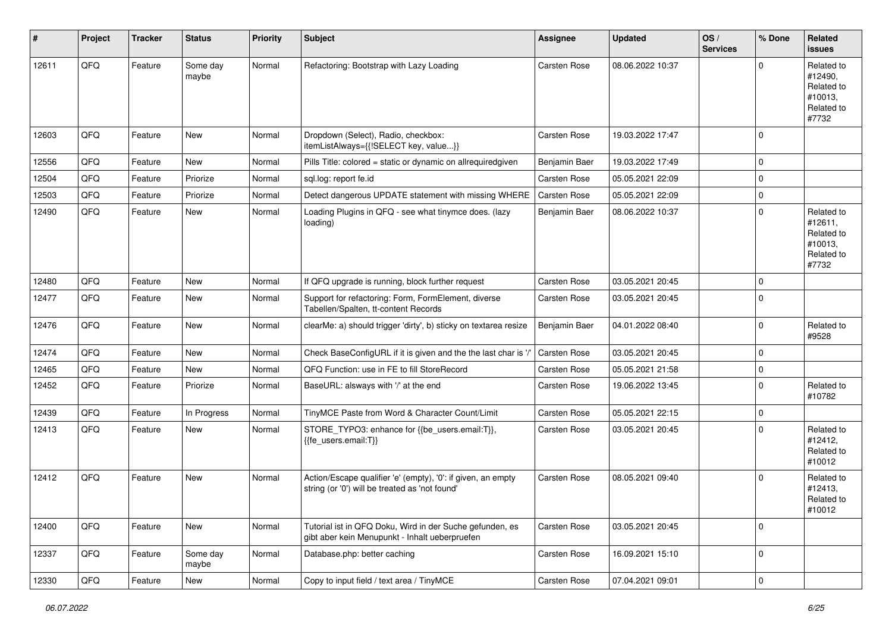| # | Project | Tracker | Status | Priority | Subject | Assignee | Updated | OS / Services | % Done | Related issues |
|---|---|---|---|---|---|---|---|---|---|---|
| 12611 | QFQ | Feature | Some day maybe | Normal | Refactoring: Bootstrap with Lazy Loading | Carsten Rose | 08.06.2022 10:37 | | 0 | Related to #12490, Related to #10013, Related to #7732 |
| 12603 | QFQ | Feature | New | Normal | Dropdown (Select), Radio, checkbox: itemListAlways={{!SELECT key, value...}} | Carsten Rose | 19.03.2022 17:47 | | 0 | |
| 12556 | QFQ | Feature | New | Normal | Pills Title: colored = static or dynamic on allrequiredgiven | Benjamin Baer | 19.03.2022 17:49 | | 0 | |
| 12504 | QFQ | Feature | Priorize | Normal | sql.log: report fe.id | Carsten Rose | 05.05.2021 22:09 | | 0 | |
| 12503 | QFQ | Feature | Priorize | Normal | Detect dangerous UPDATE statement with missing WHERE | Carsten Rose | 05.05.2021 22:09 | | 0 | |
| 12490 | QFQ | Feature | New | Normal | Loading Plugins in QFQ - see what tinymce does. (lazy loading) | Benjamin Baer | 08.06.2022 10:37 | | 0 | Related to #12611, Related to #10013, Related to #7732 |
| 12480 | QFQ | Feature | New | Normal | If QFQ upgrade is running, block further request | Carsten Rose | 03.05.2021 20:45 | | 0 | |
| 12477 | QFQ | Feature | New | Normal | Support for refactoring: Form, FormElement, diverse Tabellen/Spalten, tt-content Records | Carsten Rose | 03.05.2021 20:45 | | 0 | |
| 12476 | QFQ | Feature | New | Normal | clearMe: a) should trigger 'dirty', b) sticky on textarea resize | Benjamin Baer | 04.01.2022 08:40 | | 0 | Related to #9528 |
| 12474 | QFQ | Feature | New | Normal | Check BaseConfigURL if it is given and the the last char is '/' | Carsten Rose | 03.05.2021 20:45 | | 0 | |
| 12465 | QFQ | Feature | New | Normal | QFQ Function: use in FE to fill StoreRecord | Carsten Rose | 05.05.2021 21:58 | | 0 | |
| 12452 | QFQ | Feature | Priorize | Normal | BaseURL: alsways with '/' at the end | Carsten Rose | 19.06.2022 13:45 | | 0 | Related to #10782 |
| 12439 | QFQ | Feature | In Progress | Normal | TinyMCE Paste from Word & Character Count/Limit | Carsten Rose | 05.05.2021 22:15 | | 0 | |
| 12413 | QFQ | Feature | New | Normal | STORE_TYPO3: enhance for {{be_users.email:T}}, {{fe_users.email:T}} | Carsten Rose | 03.05.2021 20:45 | | 0 | Related to #12412, Related to #10012 |
| 12412 | QFQ | Feature | New | Normal | Action/Escape qualifier 'e' (empty), '0': if given, an empty string (or '0') will be treated as 'not found' | Carsten Rose | 08.05.2021 09:40 | | 0 | Related to #12413, Related to #10012 |
| 12400 | QFQ | Feature | New | Normal | Tutorial ist in QFQ Doku, Wird in der Suche gefunden, es gibt aber kein Menupunkt - Inhalt ueberpruefen | Carsten Rose | 03.05.2021 20:45 | | 0 | |
| 12337 | QFQ | Feature | Some day maybe | Normal | Database.php: better caching | Carsten Rose | 16.09.2021 15:10 | | 0 | |
| 12330 | QFQ | Feature | New | Normal | Copy to input field / text area / TinyMCE | Carsten Rose | 07.04.2021 09:01 | | 0 | |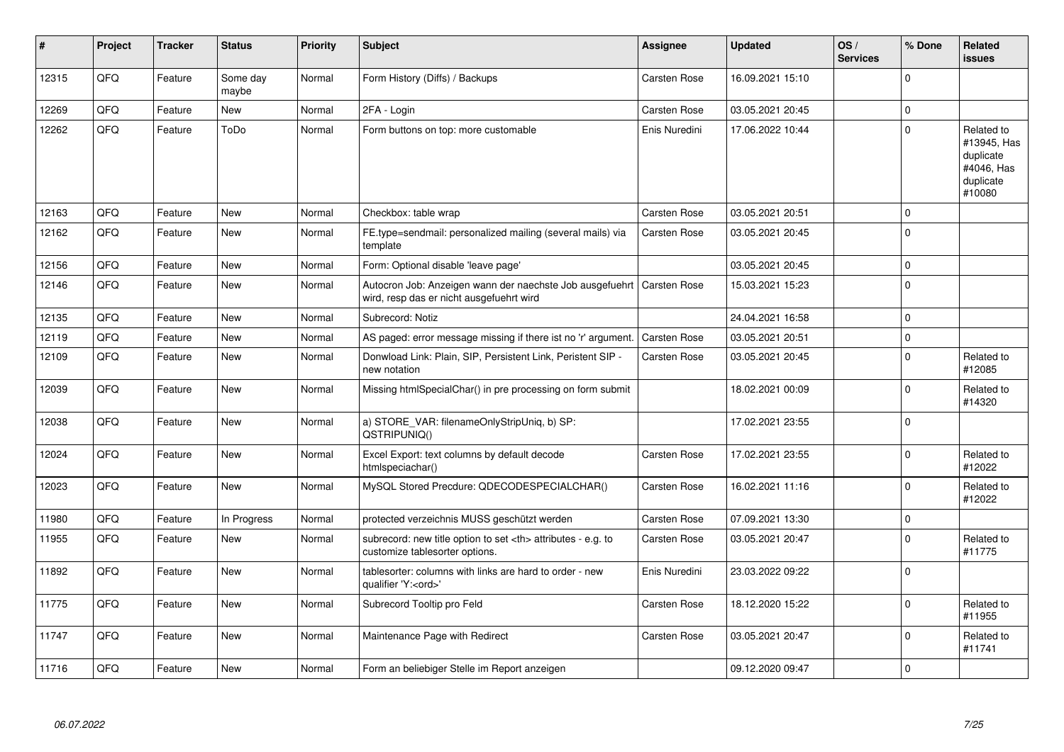| # | Project | Tracker | Status | Priority | Subject | Assignee | Updated | OS / Services | % Done | Related issues |
|---|---|---|---|---|---|---|---|---|---|---|
| 12315 | QFQ | Feature | Some day maybe | Normal | Form History (Diffs) / Backups | Carsten Rose | 16.09.2021 15:10 | | 0 | |
| 12269 | QFQ | Feature | New | Normal | 2FA - Login | Carsten Rose | 03.05.2021 20:45 | | 0 | |
| 12262 | QFQ | Feature | ToDo | Normal | Form buttons on top: more customable | Enis Nuredini | 17.06.2022 10:44 | | 0 | Related to #13945, Has duplicate #4046, Has duplicate #10080 |
| 12163 | QFQ | Feature | New | Normal | Checkbox: table wrap | Carsten Rose | 03.05.2021 20:51 | | 0 | |
| 12162 | QFQ | Feature | New | Normal | FE.type=sendmail: personalized mailing (several mails) via template | Carsten Rose | 03.05.2021 20:45 | | 0 | |
| 12156 | QFQ | Feature | New | Normal | Form: Optional disable 'leave page' | | 03.05.2021 20:45 | | 0 | |
| 12146 | QFQ | Feature | New | Normal | Autocron Job: Anzeigen wann der naechste Job ausgefuehrt wird, resp das er nicht ausgefuehrt wird | Carsten Rose | 15.03.2021 15:23 | | 0 | |
| 12135 | QFQ | Feature | New | Normal | Subrecord: Notiz | | 24.04.2021 16:58 | | 0 | |
| 12119 | QFQ | Feature | New | Normal | AS paged: error message missing if there ist no 'r' argument. | Carsten Rose | 03.05.2021 20:51 | | 0 | |
| 12109 | QFQ | Feature | New | Normal | Donwload Link: Plain, SIP, Persistent Link, Peristent SIP - new notation | Carsten Rose | 03.05.2021 20:45 | | 0 | Related to #12085 |
| 12039 | QFQ | Feature | New | Normal | Missing htmlSpecialChar() in pre processing on form submit | | 18.02.2021 00:09 | | 0 | Related to #14320 |
| 12038 | QFQ | Feature | New | Normal | a) STORE_VAR: filenameOnlyStripUniq, b) SP: QSTRIPUNIQ() | | 17.02.2021 23:55 | | 0 | |
| 12024 | QFQ | Feature | New | Normal | Excel Export: text columns by default decode htmlspeciachar() | Carsten Rose | 17.02.2021 23:55 | | 0 | Related to #12022 |
| 12023 | QFQ | Feature | New | Normal | MySQL Stored Precdure: QDECODESPECIALCHAR() | Carsten Rose | 16.02.2021 11:16 | | 0 | Related to #12022 |
| 11980 | QFQ | Feature | In Progress | Normal | protected verzeichnis MUSS geschützt werden | Carsten Rose | 07.09.2021 13:30 | | 0 | |
| 11955 | QFQ | Feature | New | Normal | subrecord: new title option to set <th> attributes - e.g. to customize tablesorter options. | Carsten Rose | 03.05.2021 20:47 | | 0 | Related to #11775 |
| 11892 | QFQ | Feature | New | Normal | tablesorter: columns with links are hard to order - new qualifier 'Y:<ord>' | Enis Nuredini | 23.03.2022 09:22 | | 0 | |
| 11775 | QFQ | Feature | New | Normal | Subrecord Tooltip pro Feld | Carsten Rose | 18.12.2020 15:22 | | 0 | Related to #11955 |
| 11747 | QFQ | Feature | New | Normal | Maintenance Page with Redirect | Carsten Rose | 03.05.2021 20:47 | | 0 | Related to #11741 |
| 11716 | QFQ | Feature | New | Normal | Form an beliebiger Stelle im Report anzeigen | | 09.12.2020 09:47 | | 0 | |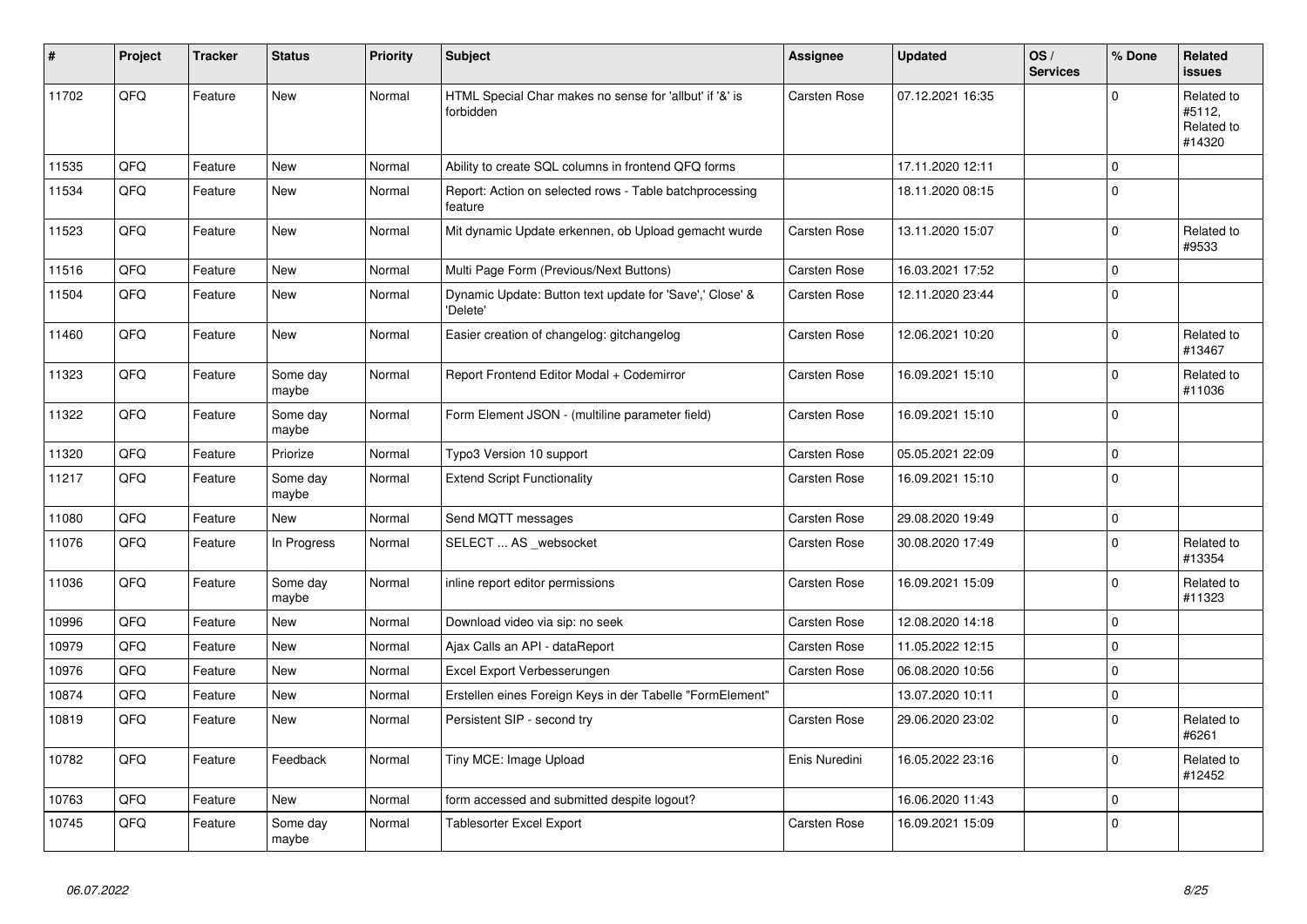| # | Project | Tracker | Status | Priority | Subject | Assignee | Updated | OS / Services | % Done | Related issues |
|---|---|---|---|---|---|---|---|---|---|---|
| 11702 | QFQ | Feature | New | Normal | HTML Special Char makes no sense for 'allbut' if '&' is forbidden | Carsten Rose | 07.12.2021 16:35 | | 0 | Related to #5112, Related to #14320 |
| 11535 | QFQ | Feature | New | Normal | Ability to create SQL columns in frontend QFQ forms | | 17.11.2020 12:11 | | 0 | |
| 11534 | QFQ | Feature | New | Normal | Report: Action on selected rows - Table batchprocessing feature | | 18.11.2020 08:15 | | 0 | |
| 11523 | QFQ | Feature | New | Normal | Mit dynamic Update erkennen, ob Upload gemacht wurde | Carsten Rose | 13.11.2020 15:07 | | 0 | Related to #9533 |
| 11516 | QFQ | Feature | New | Normal | Multi Page Form (Previous/Next Buttons) | Carsten Rose | 16.03.2021 17:52 | | 0 | |
| 11504 | QFQ | Feature | New | Normal | Dynamic Update: Button text update for 'Save',' Close' & 'Delete' | Carsten Rose | 12.11.2020 23:44 | | 0 | |
| 11460 | QFQ | Feature | New | Normal | Easier creation of changelog: gitchangelog | Carsten Rose | 12.06.2021 10:20 | | 0 | Related to #13467 |
| 11323 | QFQ | Feature | Some day maybe | Normal | Report Frontend Editor Modal + Codemirror | Carsten Rose | 16.09.2021 15:10 | | 0 | Related to #11036 |
| 11322 | QFQ | Feature | Some day maybe | Normal | Form Element JSON - (multiline parameter field) | Carsten Rose | 16.09.2021 15:10 | | 0 | |
| 11320 | QFQ | Feature | Priorize | Normal | Typo3 Version 10 support | Carsten Rose | 05.05.2021 22:09 | | 0 | |
| 11217 | QFQ | Feature | Some day maybe | Normal | Extend Script Functionality | Carsten Rose | 16.09.2021 15:10 | | 0 | |
| 11080 | QFQ | Feature | New | Normal | Send MQTT messages | Carsten Rose | 29.08.2020 19:49 | | 0 | |
| 11076 | QFQ | Feature | In Progress | Normal | SELECT ... AS _websocket | Carsten Rose | 30.08.2020 17:49 | | 0 | Related to #13354 |
| 11036 | QFQ | Feature | Some day maybe | Normal | inline report editor permissions | Carsten Rose | 16.09.2021 15:09 | | 0 | Related to #11323 |
| 10996 | QFQ | Feature | New | Normal | Download video via sip: no seek | Carsten Rose | 12.08.2020 14:18 | | 0 | |
| 10979 | QFQ | Feature | New | Normal | Ajax Calls an API - dataReport | Carsten Rose | 11.05.2022 12:15 | | 0 | |
| 10976 | QFQ | Feature | New | Normal | Excel Export Verbesserungen | Carsten Rose | 06.08.2020 10:56 | | 0 | |
| 10874 | QFQ | Feature | New | Normal | Erstellen eines Foreign Keys in der Tabelle "FormElement" | | 13.07.2020 10:11 | | 0 | |
| 10819 | QFQ | Feature | New | Normal | Persistent SIP - second try | Carsten Rose | 29.06.2020 23:02 | | 0 | Related to #6261 |
| 10782 | QFQ | Feature | Feedback | Normal | Tiny MCE: Image Upload | Enis Nuredini | 16.05.2022 23:16 | | 0 | Related to #12452 |
| 10763 | QFQ | Feature | New | Normal | form accessed and submitted despite logout? | | 16.06.2020 11:43 | | 0 | |
| 10745 | QFQ | Feature | Some day maybe | Normal | Tablesorter Excel Export | Carsten Rose | 16.09.2021 15:09 | | 0 | |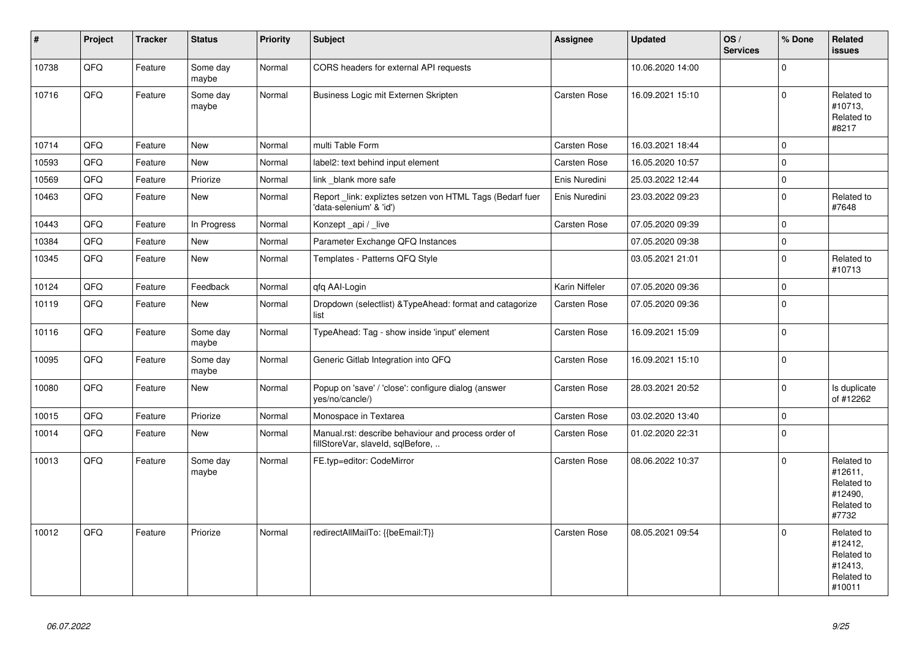| # | Project | Tracker | Status | Priority | Subject | Assignee | Updated | OS / Services | % Done | Related issues |
|---|---|---|---|---|---|---|---|---|---|---|
| 10738 | QFQ | Feature | Some day maybe | Normal | CORS headers for external API requests | | 10.06.2020 14:00 | | 0 | |
| 10716 | QFQ | Feature | Some day maybe | Normal | Business Logic mit Externen Skripten | Carsten Rose | 16.09.2021 15:10 | | 0 | Related to #10713, Related to #8217 |
| 10714 | QFQ | Feature | New | Normal | multi Table Form | Carsten Rose | 16.03.2021 18:44 | | 0 | |
| 10593 | QFQ | Feature | New | Normal | label2: text behind input element | Carsten Rose | 16.05.2020 10:57 | | 0 | |
| 10569 | QFQ | Feature | Priorize | Normal | link _blank more safe | Enis Nuredini | 25.03.2022 12:44 | | 0 | |
| 10463 | QFQ | Feature | New | Normal | Report _link: expliztes setzen von HTML Tags (Bedarf fuer 'data-selenium' & 'id') | Enis Nuredini | 23.03.2022 09:23 | | 0 | Related to #7648 |
| 10443 | QFQ | Feature | In Progress | Normal | Konzept _api / _live | Carsten Rose | 07.05.2020 09:39 | | 0 | |
| 10384 | QFQ | Feature | New | Normal | Parameter Exchange QFQ Instances | | 07.05.2020 09:38 | | 0 | |
| 10345 | QFQ | Feature | New | Normal | Templates - Patterns QFQ Style | | 03.05.2021 21:01 | | 0 | Related to #10713 |
| 10124 | QFQ | Feature | Feedback | Normal | qfq AAI-Login | Karin Niffeler | 07.05.2020 09:36 | | 0 | |
| 10119 | QFQ | Feature | New | Normal | Dropdown (selectlist) &TypeAhead: format and catagorize list | Carsten Rose | 07.05.2020 09:36 | | 0 | |
| 10116 | QFQ | Feature | Some day maybe | Normal | TypeAhead: Tag - show inside 'input' element | Carsten Rose | 16.09.2021 15:09 | | 0 | |
| 10095 | QFQ | Feature | Some day maybe | Normal | Generic Gitlab Integration into QFQ | Carsten Rose | 16.09.2021 15:10 | | 0 | |
| 10080 | QFQ | Feature | New | Normal | Popup on 'save' / 'close': configure dialog (answer yes/no/cancle/) | Carsten Rose | 28.03.2021 20:52 | | 0 | Is duplicate of #12262 |
| 10015 | QFQ | Feature | Priorize | Normal | Monospace in Textarea | Carsten Rose | 03.02.2020 13:40 | | 0 | |
| 10014 | QFQ | Feature | New | Normal | Manual.rst: describe behaviour and process order of fillStoreVar, slaveId, sqlBefore, .. | Carsten Rose | 01.02.2020 22:31 | | 0 | |
| 10013 | QFQ | Feature | Some day maybe | Normal | FE.typ=editor: CodeMirror | Carsten Rose | 08.06.2022 10:37 | | 0 | Related to #12611, Related to #12490, Related to #7732 |
| 10012 | QFQ | Feature | Priorize | Normal | redirectAllMailTo: {{beEmail:T}} | Carsten Rose | 08.05.2021 09:54 | | 0 | Related to #12412, Related to #12413, Related to #10011 |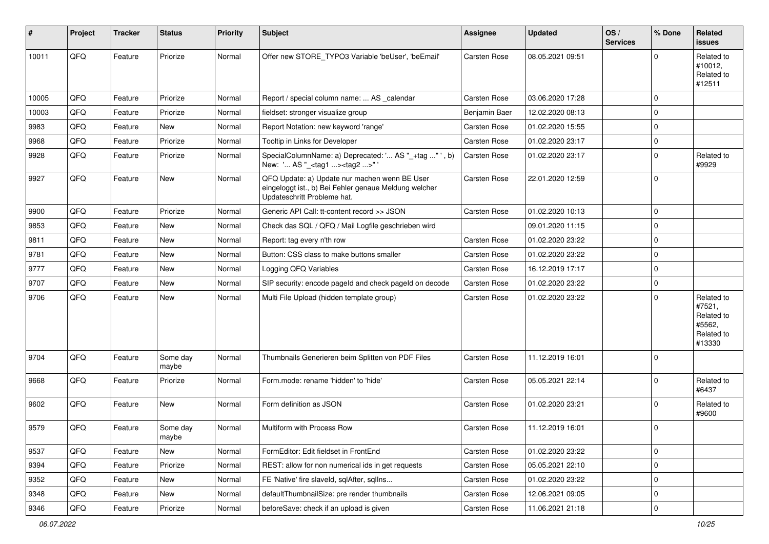| # | Project | Tracker | Status | Priority | Subject | Assignee | Updated | OS / Services | % Done | Related issues |
|---|---|---|---|---|---|---|---|---|---|---|
| 10011 | QFQ | Feature | Priorize | Normal | Offer new STORE_TYPO3 Variable 'beUser', 'beEmail' | Carsten Rose | 08.05.2021 09:51 | | 0 | Related to #10012, Related to #12511 |
| 10005 | QFQ | Feature | Priorize | Normal | Report / special column name: ... AS _calendar | Carsten Rose | 03.06.2020 17:28 | | 0 | |
| 10003 | QFQ | Feature | Priorize | Normal | fieldset: stronger visualize group | Benjamin Baer | 12.02.2020 08:13 | | 0 | |
| 9983 | QFQ | Feature | New | Normal | Report Notation: new keyword 'range' | Carsten Rose | 01.02.2020 15:55 | | 0 | |
| 9968 | QFQ | Feature | Priorize | Normal | Tooltip in Links for Developer | Carsten Rose | 01.02.2020 23:17 | | 0 | |
| 9928 | QFQ | Feature | Priorize | Normal | SpecialColumnName: a) Deprecated: '... AS "_+tag ..." ', b) New: '... AS "_<tag1 ...><tag2 ...>" ' | Carsten Rose | 01.02.2020 23:17 | | 0 | Related to #9929 |
| 9927 | QFQ | Feature | New | Normal | QFQ Update: a) Update nur machen wenn BE User eingeloggt ist., b) Bei Fehler genaue Meldung welcher Updateschritt Probleme hat. | Carsten Rose | 22.01.2020 12:59 | | 0 | |
| 9900 | QFQ | Feature | Priorize | Normal | Generic API Call: tt-content record >> JSON | Carsten Rose | 01.02.2020 10:13 | | 0 | |
| 9853 | QFQ | Feature | New | Normal | Check das SQL / QFQ / Mail Logfile geschrieben wird | | 09.01.2020 11:15 | | 0 | |
| 9811 | QFQ | Feature | New | Normal | Report: tag every n'th row | Carsten Rose | 01.02.2020 23:22 | | 0 | |
| 9781 | QFQ | Feature | New | Normal | Button: CSS class to make buttons smaller | Carsten Rose | 01.02.2020 23:22 | | 0 | |
| 9777 | QFQ | Feature | New | Normal | Logging QFQ Variables | Carsten Rose | 16.12.2019 17:17 | | 0 | |
| 9707 | QFQ | Feature | New | Normal | SIP security: encode pageId and check pageId on decode | Carsten Rose | 01.02.2020 23:22 | | 0 | |
| 9706 | QFQ | Feature | New | Normal | Multi File Upload (hidden template group) | Carsten Rose | 01.02.2020 23:22 | | 0 | Related to #7521, Related to #5562, Related to #13330 |
| 9704 | QFQ | Feature | Some day maybe | Normal | Thumbnails Generieren beim Splitten von PDF Files | Carsten Rose | 11.12.2019 16:01 | | 0 | |
| 9668 | QFQ | Feature | Priorize | Normal | Form.mode: rename 'hidden' to 'hide' | Carsten Rose | 05.05.2021 22:14 | | 0 | Related to #6437 |
| 9602 | QFQ | Feature | New | Normal | Form definition as JSON | Carsten Rose | 01.02.2020 23:21 | | 0 | Related to #9600 |
| 9579 | QFQ | Feature | Some day maybe | Normal | Multiform with Process Row | Carsten Rose | 11.12.2019 16:01 | | 0 | |
| 9537 | QFQ | Feature | New | Normal | FormEditor: Edit fieldset in FrontEnd | Carsten Rose | 01.02.2020 23:22 | | 0 | |
| 9394 | QFQ | Feature | Priorize | Normal | REST: allow for non numerical ids in get requests | Carsten Rose | 05.05.2021 22:10 | | 0 | |
| 9352 | QFQ | Feature | New | Normal | FE 'Native' fire slaveId, sqlAfter, sqlIns... | Carsten Rose | 01.02.2020 23:22 | | 0 | |
| 9348 | QFQ | Feature | New | Normal | defaultThumbnailSize: pre render thumbnails | Carsten Rose | 12.06.2021 09:05 | | 0 | |
| 9346 | QFQ | Feature | Priorize | Normal | beforeSave: check if an upload is given | Carsten Rose | 11.06.2021 21:18 | | 0 | |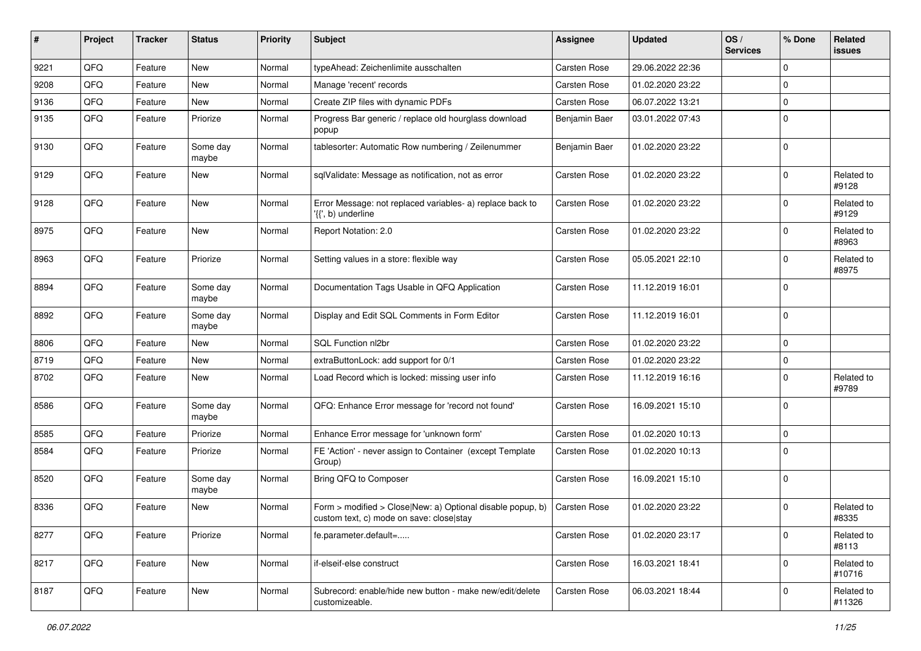| # | Project | Tracker | Status | Priority | Subject | Assignee | Updated | OS / Services | % Done | Related issues |
|---|---|---|---|---|---|---|---|---|---|---|
| 9221 | QFQ | Feature | New | Normal | typeAhead: Zeichenlimite ausschalten | Carsten Rose | 29.06.2022 22:36 | | 0 | |
| 9208 | QFQ | Feature | New | Normal | Manage 'recent' records | Carsten Rose | 01.02.2020 23:22 | | 0 | |
| 9136 | QFQ | Feature | New | Normal | Create ZIP files with dynamic PDFs | Carsten Rose | 06.07.2022 13:21 | | 0 | |
| 9135 | QFQ | Feature | Priorize | Normal | Progress Bar generic / replace old hourglass download popup | Benjamin Baer | 03.01.2022 07:43 | | 0 | |
| 9130 | QFQ | Feature | Some day maybe | Normal | tablesorter: Automatic Row numbering / Zeilenummer | Benjamin Baer | 01.02.2020 23:22 | | 0 | |
| 9129 | QFQ | Feature | New | Normal | sqlValidate: Message as notification, not as error | Carsten Rose | 01.02.2020 23:22 | | 0 | Related to #9128 |
| 9128 | QFQ | Feature | New | Normal | Error Message: not replaced variables- a) replace back to '{{', b) underline | Carsten Rose | 01.02.2020 23:22 | | 0 | Related to #9129 |
| 8975 | QFQ | Feature | New | Normal | Report Notation: 2.0 | Carsten Rose | 01.02.2020 23:22 | | 0 | Related to #8963 |
| 8963 | QFQ | Feature | Priorize | Normal | Setting values in a store: flexible way | Carsten Rose | 05.05.2021 22:10 | | 0 | Related to #8975 |
| 8894 | QFQ | Feature | Some day maybe | Normal | Documentation Tags Usable in QFQ Application | Carsten Rose | 11.12.2019 16:01 | | 0 | |
| 8892 | QFQ | Feature | Some day maybe | Normal | Display and Edit SQL Comments in Form Editor | Carsten Rose | 11.12.2019 16:01 | | 0 | |
| 8806 | QFQ | Feature | New | Normal | SQL Function nl2br | Carsten Rose | 01.02.2020 23:22 | | 0 | |
| 8719 | QFQ | Feature | New | Normal | extraButtonLock: add support for 0/1 | Carsten Rose | 01.02.2020 23:22 | | 0 | |
| 8702 | QFQ | Feature | New | Normal | Load Record which is locked: missing user info | Carsten Rose | 11.12.2019 16:16 | | 0 | Related to #9789 |
| 8586 | QFQ | Feature | Some day maybe | Normal | QFQ: Enhance Error message for 'record not found' | Carsten Rose | 16.09.2021 15:10 | | 0 | |
| 8585 | QFQ | Feature | Priorize | Normal | Enhance Error message for 'unknown form' | Carsten Rose | 01.02.2020 10:13 | | 0 | |
| 8584 | QFQ | Feature | Priorize | Normal | FE 'Action' - never assign to Container (except Template Group) | Carsten Rose | 01.02.2020 10:13 | | 0 | |
| 8520 | QFQ | Feature | Some day maybe | Normal | Bring QFQ to Composer | Carsten Rose | 16.09.2021 15:10 | | 0 | |
| 8336 | QFQ | Feature | New | Normal | Form > modified > Close\|New: a) Optional disable popup, b) custom text, c) mode on save: close\|stay | Carsten Rose | 01.02.2020 23:22 | | 0 | Related to #8335 |
| 8277 | QFQ | Feature | Priorize | Normal | fe.parameter.default=..... | Carsten Rose | 01.02.2020 23:17 | | 0 | Related to #8113 |
| 8217 | QFQ | Feature | New | Normal | if-elseif-else construct | Carsten Rose | 16.03.2021 18:41 | | 0 | Related to #10716 |
| 8187 | QFQ | Feature | New | Normal | Subrecord: enable/hide new button - make new/edit/delete customizeable. | Carsten Rose | 06.03.2021 18:44 | | 0 | Related to #11326 |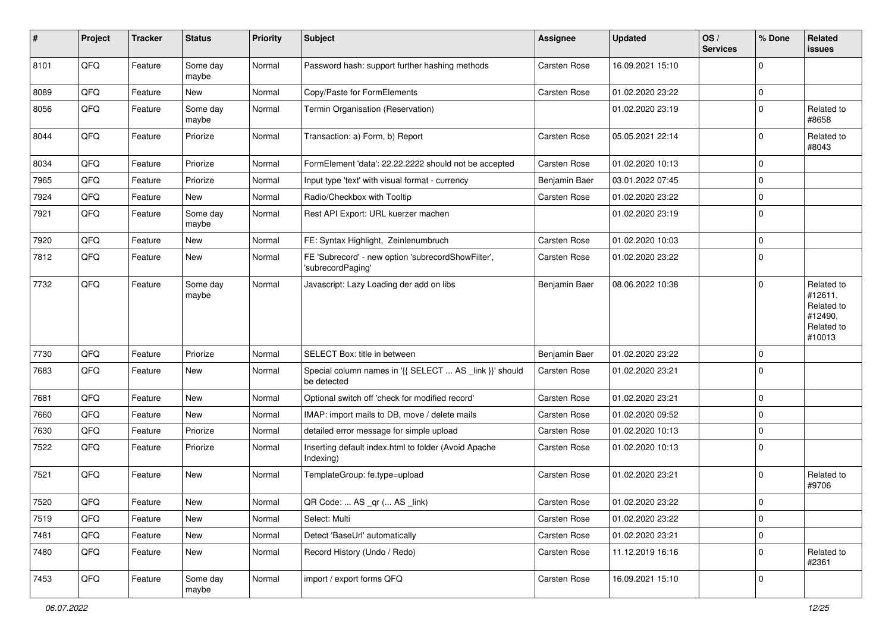| # | Project | Tracker | Status | Priority | Subject | Assignee | Updated | OS / Services | % Done | Related issues |
|---|---|---|---|---|---|---|---|---|---|---|
| 8101 | QFQ | Feature | Some day maybe | Normal | Password hash: support further hashing methods | Carsten Rose | 16.09.2021 15:10 | | 0 | |
| 8089 | QFQ | Feature | New | Normal | Copy/Paste for FormElements | Carsten Rose | 01.02.2020 23:22 | | 0 | |
| 8056 | QFQ | Feature | Some day maybe | Normal | Termin Organisation (Reservation) | | 01.02.2020 23:19 | | 0 | Related to #8658 |
| 8044 | QFQ | Feature | Priorize | Normal | Transaction: a) Form, b) Report | Carsten Rose | 05.05.2021 22:14 | | 0 | Related to #8043 |
| 8034 | QFQ | Feature | Priorize | Normal | FormElement 'data': 22.22.2222 should not be accepted | Carsten Rose | 01.02.2020 10:13 | | 0 | |
| 7965 | QFQ | Feature | Priorize | Normal | Input type 'text' with visual format - currency | Benjamin Baer | 03.01.2022 07:45 | | 0 | |
| 7924 | QFQ | Feature | New | Normal | Radio/Checkbox with Tooltip | Carsten Rose | 01.02.2020 23:22 | | 0 | |
| 7921 | QFQ | Feature | Some day maybe | Normal | Rest API Export: URL kuerzer machen | | 01.02.2020 23:19 | | 0 | |
| 7920 | QFQ | Feature | New | Normal | FE: Syntax Highlight, Zeinlenumbruch | Carsten Rose | 01.02.2020 10:03 | | 0 | |
| 7812 | QFQ | Feature | New | Normal | FE 'Subrecord' - new option 'subrecordShowFilter', 'subrecordPaging' | Carsten Rose | 01.02.2020 23:22 | | 0 | |
| 7732 | QFQ | Feature | Some day maybe | Normal | Javascript: Lazy Loading der add on libs | Benjamin Baer | 08.06.2022 10:38 | | 0 | Related to #12611, Related to #12490, Related to #10013 |
| 7730 | QFQ | Feature | Priorize | Normal | SELECT Box: title in between | Benjamin Baer | 01.02.2020 23:22 | | 0 | |
| 7683 | QFQ | Feature | New | Normal | Special column names in '{{ SELECT ... AS _link }}' should be detected | Carsten Rose | 01.02.2020 23:21 | | 0 | |
| 7681 | QFQ | Feature | New | Normal | Optional switch off 'check for modified record' | Carsten Rose | 01.02.2020 23:21 | | 0 | |
| 7660 | QFQ | Feature | New | Normal | IMAP: import mails to DB, move / delete mails | Carsten Rose | 01.02.2020 09:52 | | 0 | |
| 7630 | QFQ | Feature | Priorize | Normal | detailed error message for simple upload | Carsten Rose | 01.02.2020 10:13 | | 0 | |
| 7522 | QFQ | Feature | Priorize | Normal | Inserting default index.html to folder (Avoid Apache Indexing) | Carsten Rose | 01.02.2020 10:13 | | 0 | |
| 7521 | QFQ | Feature | New | Normal | TemplateGroup: fe.type=upload | Carsten Rose | 01.02.2020 23:21 | | 0 | Related to #9706 |
| 7520 | QFQ | Feature | New | Normal | QR Code: ... AS _qr (... AS _link) | Carsten Rose | 01.02.2020 23:22 | | 0 | |
| 7519 | QFQ | Feature | New | Normal | Select: Multi | Carsten Rose | 01.02.2020 23:22 | | 0 | |
| 7481 | QFQ | Feature | New | Normal | Detect 'BaseUrl' automatically | Carsten Rose | 01.02.2020 23:21 | | 0 | |
| 7480 | QFQ | Feature | New | Normal | Record History (Undo / Redo) | Carsten Rose | 11.12.2019 16:16 | | 0 | Related to #2361 |
| 7453 | QFQ | Feature | Some day maybe | Normal | import / export forms QFQ | Carsten Rose | 16.09.2021 15:10 | | 0 | |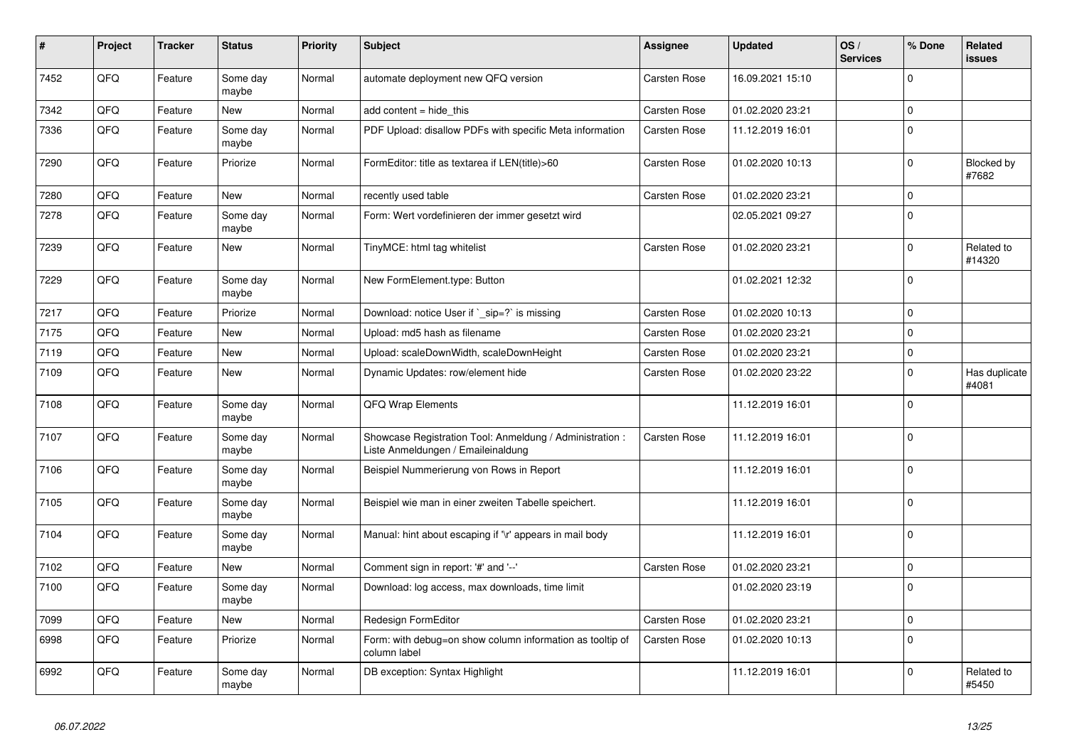| # | Project | Tracker | Status | Priority | Subject | Assignee | Updated | OS / Services | % Done | Related issues |
|---|---|---|---|---|---|---|---|---|---|---|
| 7452 | QFQ | Feature | Some day maybe | Normal | automate deployment new QFQ version | Carsten Rose | 16.09.2021 15:10 | | 0 | |
| 7342 | QFQ | Feature | New | Normal | add content = hide_this | Carsten Rose | 01.02.2020 23:21 | | 0 | |
| 7336 | QFQ | Feature | Some day maybe | Normal | PDF Upload: disallow PDFs with specific Meta information | Carsten Rose | 11.12.2019 16:01 | | 0 | |
| 7290 | QFQ | Feature | Priorize | Normal | FormEditor: title as textarea if LEN(title)>60 | Carsten Rose | 01.02.2020 10:13 | | 0 | Blocked by #7682 |
| 7280 | QFQ | Feature | New | Normal | recently used table | Carsten Rose | 01.02.2020 23:21 | | 0 | |
| 7278 | QFQ | Feature | Some day maybe | Normal | Form: Wert vordefinieren der immer gesetzt wird | | 02.05.2021 09:27 | | 0 | |
| 7239 | QFQ | Feature | New | Normal | TinyMCE: html tag whitelist | Carsten Rose | 01.02.2020 23:21 | | 0 | Related to #14320 |
| 7229 | QFQ | Feature | Some day maybe | Normal | New FormElement.type: Button | | 01.02.2021 12:32 | | 0 | |
| 7217 | QFQ | Feature | Priorize | Normal | Download: notice User if `_sip=?` is missing | Carsten Rose | 01.02.2020 10:13 | | 0 | |
| 7175 | QFQ | Feature | New | Normal | Upload: md5 hash as filename | Carsten Rose | 01.02.2020 23:21 | | 0 | |
| 7119 | QFQ | Feature | New | Normal | Upload: scaleDownWidth, scaleDownHeight | Carsten Rose | 01.02.2020 23:21 | | 0 | |
| 7109 | QFQ | Feature | New | Normal | Dynamic Updates: row/element hide | Carsten Rose | 01.02.2020 23:22 | | 0 | Has duplicate #4081 |
| 7108 | QFQ | Feature | Some day maybe | Normal | QFQ Wrap Elements | | 11.12.2019 16:01 | | 0 | |
| 7107 | QFQ | Feature | Some day maybe | Normal | Showcase Registration Tool: Anmeldung / Administration : Liste Anmeldungen / Emaileinaldung | Carsten Rose | 11.12.2019 16:01 | | 0 | |
| 7106 | QFQ | Feature | Some day maybe | Normal | Beispiel Nummerierung von Rows in Report | | 11.12.2019 16:01 | | 0 | |
| 7105 | QFQ | Feature | Some day maybe | Normal | Beispiel wie man in einer zweiten Tabelle speichert. | | 11.12.2019 16:01 | | 0 | |
| 7104 | QFQ | Feature | Some day maybe | Normal | Manual: hint about escaping if '\r' appears in mail body | | 11.12.2019 16:01 | | 0 | |
| 7102 | QFQ | Feature | New | Normal | Comment sign in report: '#' and '--' | Carsten Rose | 01.02.2020 23:21 | | 0 | |
| 7100 | QFQ | Feature | Some day maybe | Normal | Download: log access, max downloads, time limit | | 01.02.2020 23:19 | | 0 | |
| 7099 | QFQ | Feature | New | Normal | Redesign FormEditor | Carsten Rose | 01.02.2020 23:21 | | 0 | |
| 6998 | QFQ | Feature | Priorize | Normal | Form: with debug=on show column information as tooltip of column label | Carsten Rose | 01.02.2020 10:13 | | 0 | |
| 6992 | QFQ | Feature | Some day maybe | Normal | DB exception: Syntax Highlight | | 11.12.2019 16:01 | | 0 | Related to #5450 |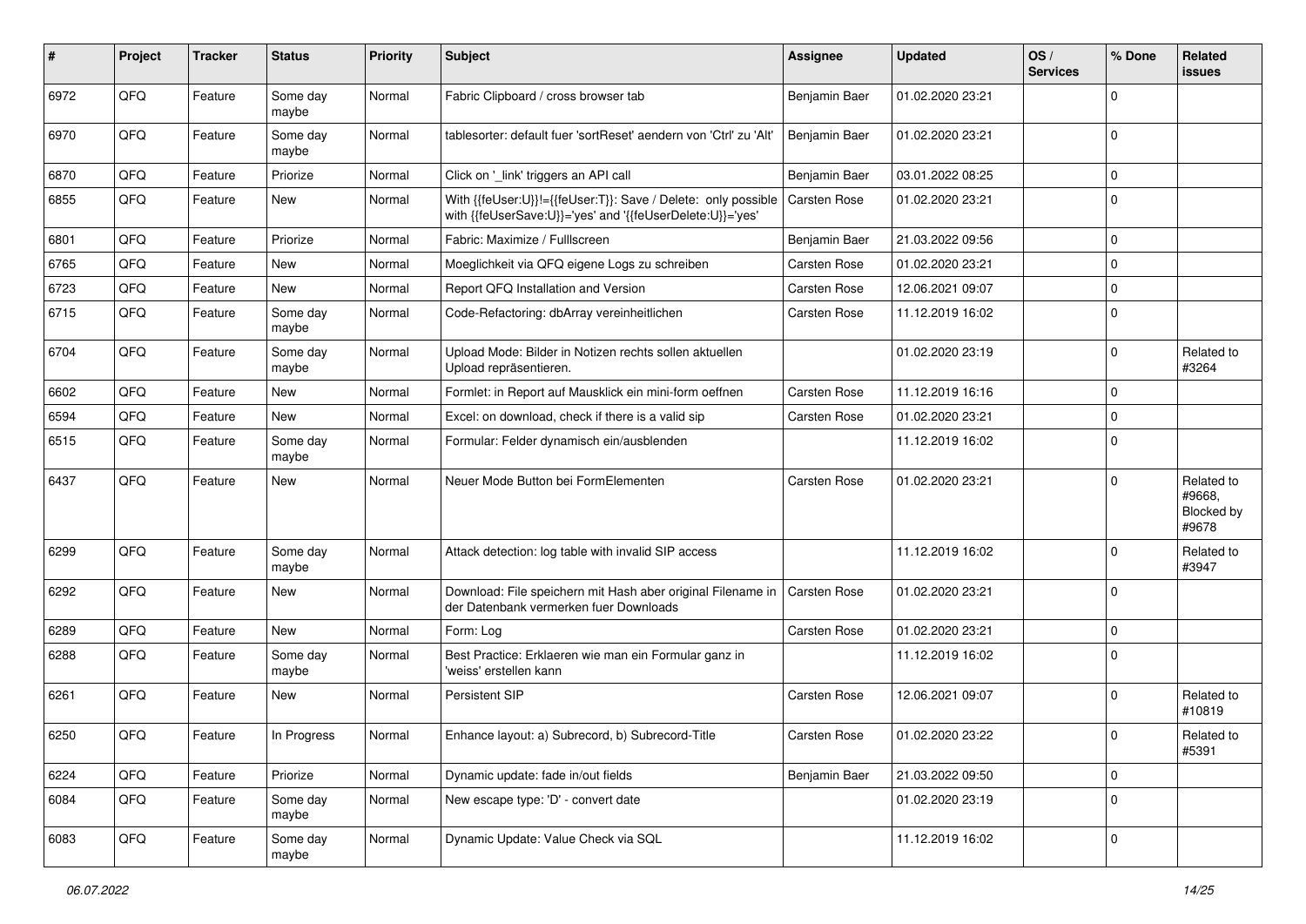| # | Project | Tracker | Status | Priority | Subject | Assignee | Updated | OS / Services | % Done | Related issues |
|---|---|---|---|---|---|---|---|---|---|---|
| 6972 | QFQ | Feature | Some day maybe | Normal | Fabric Clipboard / cross browser tab | Benjamin Baer | 01.02.2020 23:21 | | 0 | |
| 6970 | QFQ | Feature | Some day maybe | Normal | tablesorter: default fuer 'sortReset' aendern von 'Ctrl' zu 'Alt' | Benjamin Baer | 01.02.2020 23:21 | | 0 | |
| 6870 | QFQ | Feature | Priorize | Normal | Click on '_link' triggers an API call | Benjamin Baer | 03.01.2022 08:25 | | 0 | |
| 6855 | QFQ | Feature | New | Normal | With {{feUser:U}}!={{feUser:T}}: Save / Delete: only possible with {{feUserSave:U}}='yes' and '{{feUserDelete:U}}='yes' | Carsten Rose | 01.02.2020 23:21 | | 0 | |
| 6801 | QFQ | Feature | Priorize | Normal | Fabric: Maximize / Fulllscreen | Benjamin Baer | 21.03.2022 09:56 | | 0 | |
| 6765 | QFQ | Feature | New | Normal | Moeglichkeit via QFQ eigene Logs zu schreiben | Carsten Rose | 01.02.2020 23:21 | | 0 | |
| 6723 | QFQ | Feature | New | Normal | Report QFQ Installation and Version | Carsten Rose | 12.06.2021 09:07 | | 0 | |
| 6715 | QFQ | Feature | Some day maybe | Normal | Code-Refactoring: dbArray vereinheitlichen | Carsten Rose | 11.12.2019 16:02 | | 0 | |
| 6704 | QFQ | Feature | Some day maybe | Normal | Upload Mode: Bilder in Notizen rechts sollen aktuellen Upload repräsentieren. | | 01.02.2020 23:19 | | 0 | Related to #3264 |
| 6602 | QFQ | Feature | New | Normal | Formlet: in Report auf Mausklick ein mini-form oeffnen | Carsten Rose | 11.12.2019 16:16 | | 0 | |
| 6594 | QFQ | Feature | New | Normal | Excel: on download, check if there is a valid sip | Carsten Rose | 01.02.2020 23:21 | | 0 | |
| 6515 | QFQ | Feature | Some day maybe | Normal | Formular: Felder dynamisch ein/ausblenden | | 11.12.2019 16:02 | | 0 | |
| 6437 | QFQ | Feature | New | Normal | Neuer Mode Button bei FormElementen | Carsten Rose | 01.02.2020 23:21 | | 0 | Related to #9668, Blocked by #9678 |
| 6299 | QFQ | Feature | Some day maybe | Normal | Attack detection: log table with invalid SIP access | | 11.12.2019 16:02 | | 0 | Related to #3947 |
| 6292 | QFQ | Feature | New | Normal | Download: File speichern mit Hash aber original Filename in der Datenbank vermerken fuer Downloads | Carsten Rose | 01.02.2020 23:21 | | 0 | |
| 6289 | QFQ | Feature | New | Normal | Form: Log | Carsten Rose | 01.02.2020 23:21 | | 0 | |
| 6288 | QFQ | Feature | Some day maybe | Normal | Best Practice: Erklaeren wie man ein Formular ganz in 'weiss' erstellen kann | | 11.12.2019 16:02 | | 0 | |
| 6261 | QFQ | Feature | New | Normal | Persistent SIP | Carsten Rose | 12.06.2021 09:07 | | 0 | Related to #10819 |
| 6250 | QFQ | Feature | In Progress | Normal | Enhance layout: a) Subrecord, b) Subrecord-Title | Carsten Rose | 01.02.2020 23:22 | | 0 | Related to #5391 |
| 6224 | QFQ | Feature | Priorize | Normal | Dynamic update: fade in/out fields | Benjamin Baer | 21.03.2022 09:50 | | 0 | |
| 6084 | QFQ | Feature | Some day maybe | Normal | New escape type: 'D' - convert date | | 01.02.2020 23:19 | | 0 | |
| 6083 | QFQ | Feature | Some day maybe | Normal | Dynamic Update: Value Check via SQL | | 11.12.2019 16:02 | | 0 | |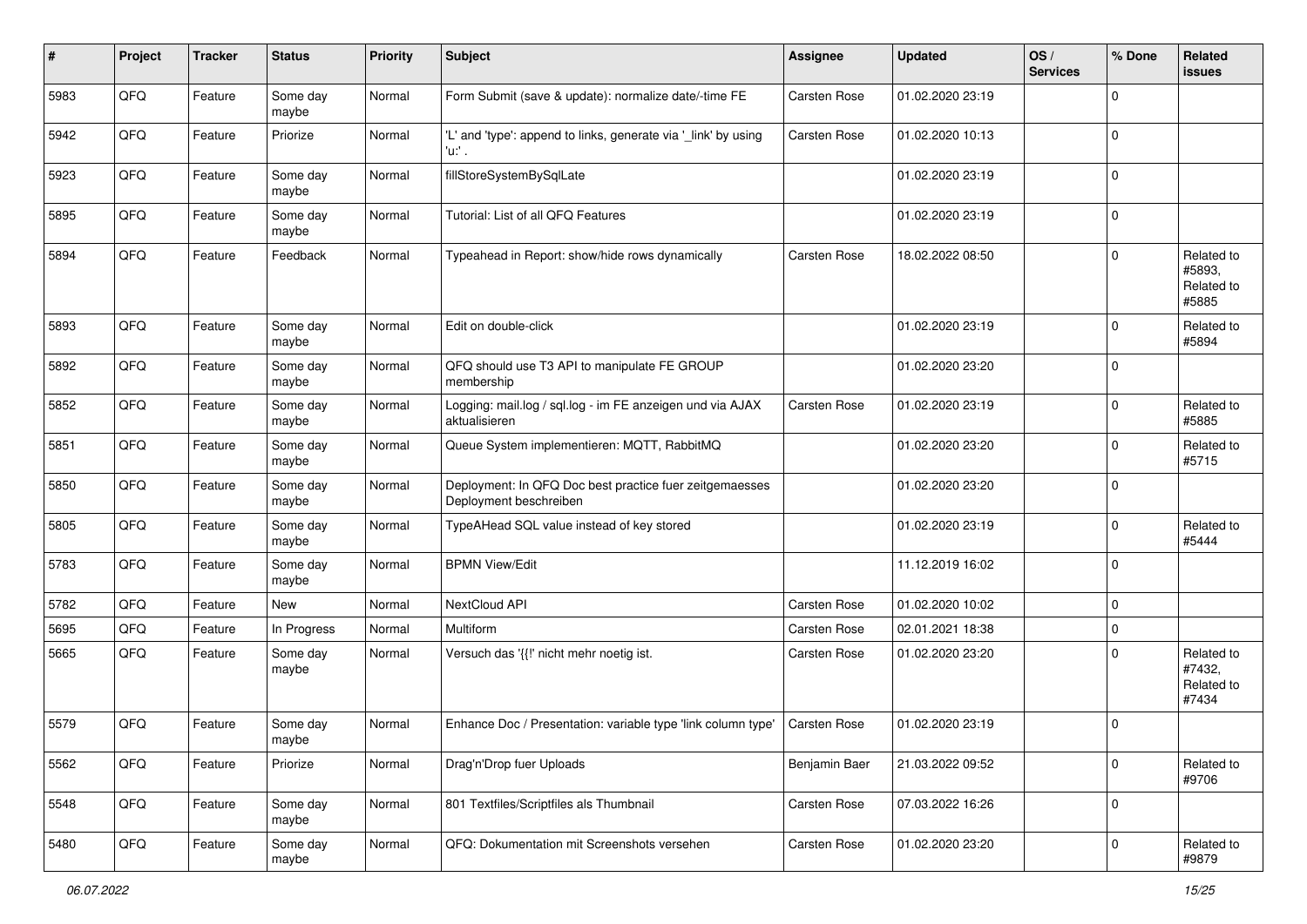| # | Project | Tracker | Status | Priority | Subject | Assignee | Updated | OS / Services | % Done | Related issues |
|---|---|---|---|---|---|---|---|---|---|---|
| 5983 | QFQ | Feature | Some day maybe | Normal | Form Submit (save & update): normalize date/-time FE | Carsten Rose | 01.02.2020 23:19 | | 0 | |
| 5942 | QFQ | Feature | Priorize | Normal | 'L' and 'type': append to links, generate via '_link' by using 'u:' . | Carsten Rose | 01.02.2020 10:13 | | 0 | |
| 5923 | QFQ | Feature | Some day maybe | Normal | fillStoreSystemBySqlLate | | 01.02.2020 23:19 | | 0 | |
| 5895 | QFQ | Feature | Some day maybe | Normal | Tutorial: List of all QFQ Features | | 01.02.2020 23:19 | | 0 | |
| 5894 | QFQ | Feature | Feedback | Normal | Typeahead in Report: show/hide rows dynamically | Carsten Rose | 18.02.2022 08:50 | | 0 | Related to #5893, Related to #5885 |
| 5893 | QFQ | Feature | Some day maybe | Normal | Edit on double-click | | 01.02.2020 23:19 | | 0 | Related to #5894 |
| 5892 | QFQ | Feature | Some day maybe | Normal | QFQ should use T3 API to manipulate FE GROUP membership | | 01.02.2020 23:20 | | 0 | |
| 5852 | QFQ | Feature | Some day maybe | Normal | Logging: mail.log / sql.log - im FE anzeigen und via AJAX aktualisieren | Carsten Rose | 01.02.2020 23:19 | | 0 | Related to #5885 |
| 5851 | QFQ | Feature | Some day maybe | Normal | Queue System implementieren: MQTT, RabbitMQ | | 01.02.2020 23:20 | | 0 | Related to #5715 |
| 5850 | QFQ | Feature | Some day maybe | Normal | Deployment: In QFQ Doc best practice fuer zeitgemaesses Deployment beschreiben | | 01.02.2020 23:20 | | 0 | |
| 5805 | QFQ | Feature | Some day maybe | Normal | TypeAHead SQL value instead of key stored | | 01.02.2020 23:19 | | 0 | Related to #5444 |
| 5783 | QFQ | Feature | Some day maybe | Normal | BPMN View/Edit | | 11.12.2019 16:02 | | 0 | |
| 5782 | QFQ | Feature | New | Normal | NextCloud API | Carsten Rose | 01.02.2020 10:02 | | 0 | |
| 5695 | QFQ | Feature | In Progress | Normal | Multiform | Carsten Rose | 02.01.2021 18:38 | | 0 | |
| 5665 | QFQ | Feature | Some day maybe | Normal | Versuch das '{{!' nicht mehr noetig ist. | Carsten Rose | 01.02.2020 23:20 | | 0 | Related to #7432, Related to #7434 |
| 5579 | QFQ | Feature | Some day maybe | Normal | Enhance Doc / Presentation: variable type 'link column type' | Carsten Rose | 01.02.2020 23:19 | | 0 | |
| 5562 | QFQ | Feature | Priorize | Normal | Drag'n'Drop fuer Uploads | Benjamin Baer | 21.03.2022 09:52 | | 0 | Related to #9706 |
| 5548 | QFQ | Feature | Some day maybe | Normal | 801 Textfiles/Scriptfiles als Thumbnail | Carsten Rose | 07.03.2022 16:26 | | 0 | |
| 5480 | QFQ | Feature | Some day maybe | Normal | QFQ: Dokumentation mit Screenshots versehen | Carsten Rose | 01.02.2020 23:20 | | 0 | Related to #9879 |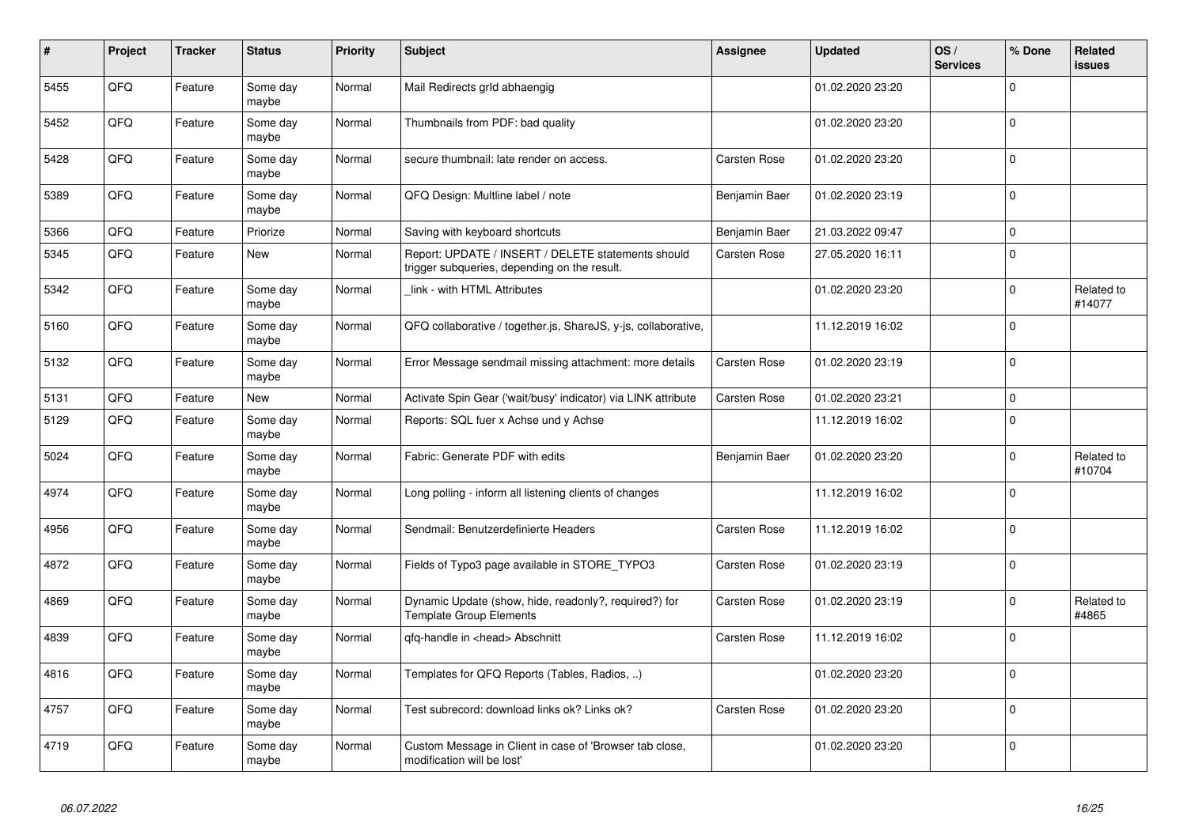| # | Project | Tracker | Status | Priority | Subject | Assignee | Updated | OS / Services | % Done | Related issues |
|---|---|---|---|---|---|---|---|---|---|---|
| 5455 | QFQ | Feature | Some day maybe | Normal | Mail Redirects grId abhaengig | | 01.02.2020 23:20 | | 0 | |
| 5452 | QFQ | Feature | Some day maybe | Normal | Thumbnails from PDF: bad quality | | 01.02.2020 23:20 | | 0 | |
| 5428 | QFQ | Feature | Some day maybe | Normal | secure thumbnail: late render on access. | Carsten Rose | 01.02.2020 23:20 | | 0 | |
| 5389 | QFQ | Feature | Some day maybe | Normal | QFQ Design: Multline label / note | Benjamin Baer | 01.02.2020 23:19 | | 0 | |
| 5366 | QFQ | Feature | Priorize | Normal | Saving with keyboard shortcuts | Benjamin Baer | 21.03.2022 09:47 | | 0 | |
| 5345 | QFQ | Feature | New | Normal | Report: UPDATE / INSERT / DELETE statements should trigger subqueries, depending on the result. | Carsten Rose | 27.05.2020 16:11 | | 0 | |
| 5342 | QFQ | Feature | Some day maybe | Normal | _link - with HTML Attributes | | 01.02.2020 23:20 | | 0 | Related to #14077 |
| 5160 | QFQ | Feature | Some day maybe | Normal | QFQ collaborative / together.js, ShareJS, y-js, collaborative, | | 11.12.2019 16:02 | | 0 | |
| 5132 | QFQ | Feature | Some day maybe | Normal | Error Message sendmail missing attachment: more details | Carsten Rose | 01.02.2020 23:19 | | 0 | |
| 5131 | QFQ | Feature | New | Normal | Activate Spin Gear ('wait/busy' indicator) via LINK attribute | Carsten Rose | 01.02.2020 23:21 | | 0 | |
| 5129 | QFQ | Feature | Some day maybe | Normal | Reports: SQL fuer x Achse und y Achse | | 11.12.2019 16:02 | | 0 | |
| 5024 | QFQ | Feature | Some day maybe | Normal | Fabric: Generate PDF with edits | Benjamin Baer | 01.02.2020 23:20 | | 0 | Related to #10704 |
| 4974 | QFQ | Feature | Some day maybe | Normal | Long polling - inform all listening clients of changes | | 11.12.2019 16:02 | | 0 | |
| 4956 | QFQ | Feature | Some day maybe | Normal | Sendmail: Benutzerdefinierte Headers | Carsten Rose | 11.12.2019 16:02 | | 0 | |
| 4872 | QFQ | Feature | Some day maybe | Normal | Fields of Typo3 page available in STORE_TYPO3 | Carsten Rose | 01.02.2020 23:19 | | 0 | |
| 4869 | QFQ | Feature | Some day maybe | Normal | Dynamic Update (show, hide, readonly?, required?) for Template Group Elements | Carsten Rose | 01.02.2020 23:19 | | 0 | Related to #4865 |
| 4839 | QFQ | Feature | Some day maybe | Normal | qfq-handle in <head> Abschnitt | Carsten Rose | 11.12.2019 16:02 | | 0 | |
| 4816 | QFQ | Feature | Some day maybe | Normal | Templates for QFQ Reports (Tables, Radios, ..) | | 01.02.2020 23:20 | | 0 | |
| 4757 | QFQ | Feature | Some day maybe | Normal | Test subrecord: download links ok? Links ok? | Carsten Rose | 01.02.2020 23:20 | | 0 | |
| 4719 | QFQ | Feature | Some day maybe | Normal | Custom Message in Client in case of 'Browser tab close, modification will be lost' | | 01.02.2020 23:20 | | 0 | |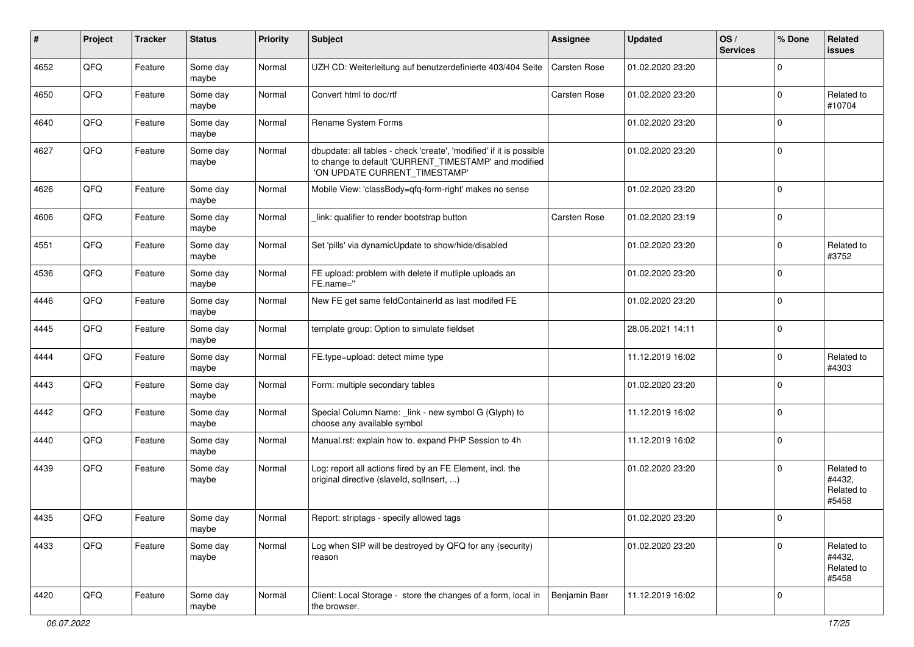| # | Project | Tracker | Status | Priority | Subject | Assignee | Updated | OS / Services | % Done | Related issues |
|---|---|---|---|---|---|---|---|---|---|---|
| 4652 | QFQ | Feature | Some day maybe | Normal | UZH CD: Weiterleitung auf benutzerdefinierte 403/404 Seite | Carsten Rose | 01.02.2020 23:20 | | 0 | |
| 4650 | QFQ | Feature | Some day maybe | Normal | Convert html to doc/rtf | Carsten Rose | 01.02.2020 23:20 | | 0 | Related to #10704 |
| 4640 | QFQ | Feature | Some day maybe | Normal | Rename System Forms | | 01.02.2020 23:20 | | 0 | |
| 4627 | QFQ | Feature | Some day maybe | Normal | dbupdate: all tables - check 'create', 'modified' if it is possible to change to default 'CURRENT_TIMESTAMP' and modified 'ON UPDATE CURRENT_TIMESTAMP' | | 01.02.2020 23:20 | | 0 | |
| 4626 | QFQ | Feature | Some day maybe | Normal | Mobile View: 'classBody=qfq-form-right' makes no sense | | 01.02.2020 23:20 | | 0 | |
| 4606 | QFQ | Feature | Some day maybe | Normal | _link: qualifier to render bootstrap button | Carsten Rose | 01.02.2020 23:19 | | 0 | |
| 4551 | QFQ | Feature | Some day maybe | Normal | Set 'pills' via dynamicUpdate to show/hide/disabled | | 01.02.2020 23:20 | | 0 | Related to #3752 |
| 4536 | QFQ | Feature | Some day maybe | Normal | FE upload: problem with delete if mutliple uploads an FE.name='' | | 01.02.2020 23:20 | | 0 | |
| 4446 | QFQ | Feature | Some day maybe | Normal | New FE get same feldContainerId as last modifed FE | | 01.02.2020 23:20 | | 0 | |
| 4445 | QFQ | Feature | Some day maybe | Normal | template group: Option to simulate fieldset | | 28.06.2021 14:11 | | 0 | |
| 4444 | QFQ | Feature | Some day maybe | Normal | FE.type=upload: detect mime type | | 11.12.2019 16:02 | | 0 | Related to #4303 |
| 4443 | QFQ | Feature | Some day maybe | Normal | Form: multiple secondary tables | | 01.02.2020 23:20 | | 0 | |
| 4442 | QFQ | Feature | Some day maybe | Normal | Special Column Name: _link - new symbol G (Glyph) to choose any available symbol | | 11.12.2019 16:02 | | 0 | |
| 4440 | QFQ | Feature | Some day maybe | Normal | Manual.rst: explain how to. expand PHP Session to 4h | | 11.12.2019 16:02 | | 0 | |
| 4439 | QFQ | Feature | Some day maybe | Normal | Log: report all actions fired by an FE Element, incl. the original directive (slaveId, sqlInsert, ...) | | 01.02.2020 23:20 | | 0 | Related to #4432, Related to #5458 |
| 4435 | QFQ | Feature | Some day maybe | Normal | Report: striptags - specify allowed tags | | 01.02.2020 23:20 | | 0 | |
| 4433 | QFQ | Feature | Some day maybe | Normal | Log when SIP will be destroyed by QFQ for any (security) reason | | 01.02.2020 23:20 | | 0 | Related to #4432, Related to #5458 |
| 4420 | QFQ | Feature | Some day maybe | Normal | Client: Local Storage - store the changes of a form, local in the browser. | Benjamin Baer | 11.12.2019 16:02 | | 0 | |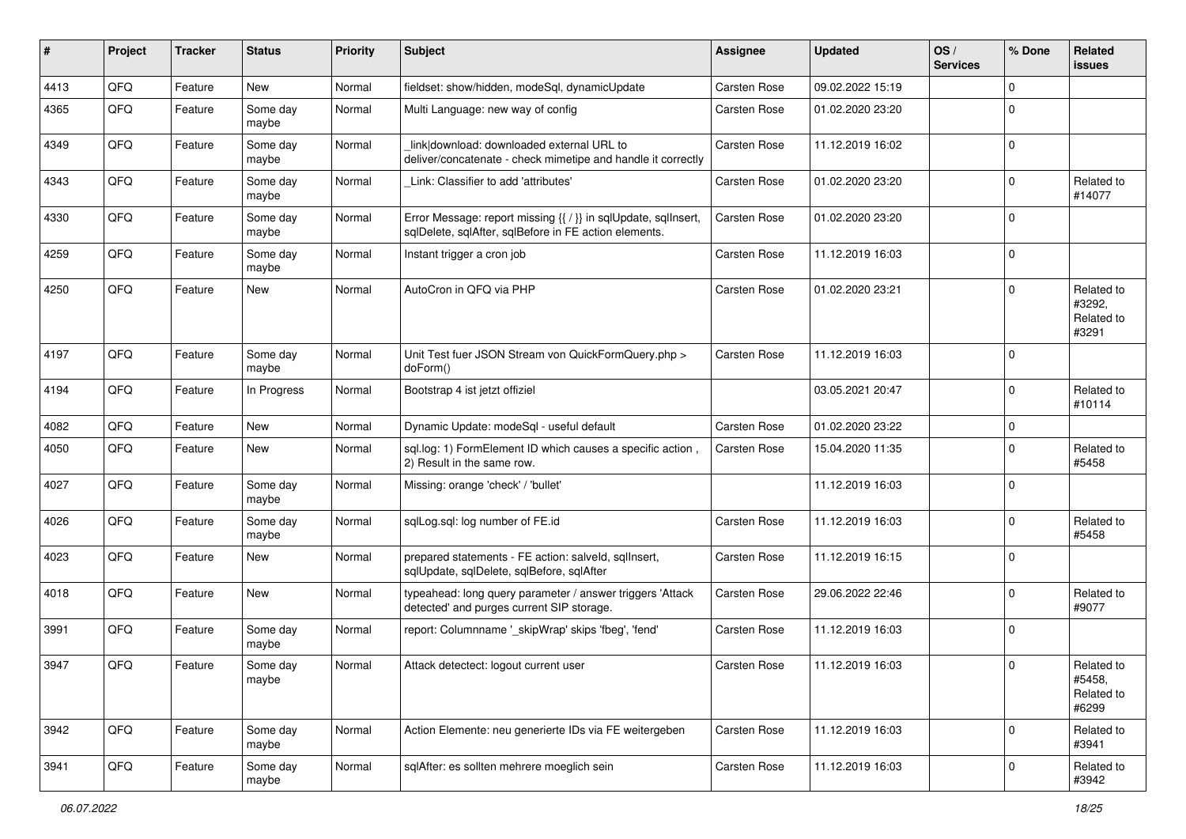| # | Project | Tracker | Status | Priority | Subject | Assignee | Updated | OS / Services | % Done | Related issues |
|---|---|---|---|---|---|---|---|---|---|---|
| 4413 | QFQ | Feature | New | Normal | fieldset: show/hidden, modeSql, dynamicUpdate | Carsten Rose | 09.02.2022 15:19 | | 0 | |
| 4365 | QFQ | Feature | Some day maybe | Normal | Multi Language: new way of config | Carsten Rose | 01.02.2020 23:20 | | 0 | |
| 4349 | QFQ | Feature | Some day maybe | Normal | _link\|download: downloaded external URL to deliver/concatenate - check mimetipe and handle it correctly | Carsten Rose | 11.12.2019 16:02 | | 0 | |
| 4343 | QFQ | Feature | Some day maybe | Normal | _Link: Classifier to add 'attributes' | Carsten Rose | 01.02.2020 23:20 | | 0 | Related to #14077 |
| 4330 | QFQ | Feature | Some day maybe | Normal | Error Message: report missing {{ / }} in sqlUpdate, sqlInsert, sqlDelete, sqlAfter, sqlBefore in FE action elements. | Carsten Rose | 01.02.2020 23:20 | | 0 | |
| 4259 | QFQ | Feature | Some day maybe | Normal | Instant trigger a cron job | Carsten Rose | 11.12.2019 16:03 | | 0 | |
| 4250 | QFQ | Feature | New | Normal | AutoCron in QFQ via PHP | Carsten Rose | 01.02.2020 23:21 | | 0 | Related to #3292, Related to #3291 |
| 4197 | QFQ | Feature | Some day maybe | Normal | Unit Test fuer JSON Stream von QuickFormQuery.php > doForm() | Carsten Rose | 11.12.2019 16:03 | | 0 | |
| 4194 | QFQ | Feature | In Progress | Normal | Bootstrap 4 ist jetzt offiziel | | 03.05.2021 20:47 | | 0 | Related to #10114 |
| 4082 | QFQ | Feature | New | Normal | Dynamic Update: modeSql - useful default | Carsten Rose | 01.02.2020 23:22 | | 0 | |
| 4050 | QFQ | Feature | New | Normal | sql.log: 1) FormElement ID which causes a specific action , 2) Result in the same row. | Carsten Rose | 15.04.2020 11:35 | | 0 | Related to #5458 |
| 4027 | QFQ | Feature | Some day maybe | Normal | Missing: orange 'check' / 'bullet' | | 11.12.2019 16:03 | | 0 | |
| 4026 | QFQ | Feature | Some day maybe | Normal | sqlLog.sql: log number of FE.id | Carsten Rose | 11.12.2019 16:03 | | 0 | Related to #5458 |
| 4023 | QFQ | Feature | New | Normal | prepared statements - FE action: salveId, sqlInsert, sqlUpdate, sqlDelete, sqlBefore, sqlAfter | Carsten Rose | 11.12.2019 16:15 | | 0 | |
| 4018 | QFQ | Feature | New | Normal | typeahead: long query parameter / answer triggers 'Attack detected' and purges current SIP storage. | Carsten Rose | 29.06.2022 22:46 | | 0 | Related to #9077 |
| 3991 | QFQ | Feature | Some day maybe | Normal | report: Columnname '_skipWrap' skips 'fbeg', 'fend' | Carsten Rose | 11.12.2019 16:03 | | 0 | |
| 3947 | QFQ | Feature | Some day maybe | Normal | Attack detectect: logout current user | Carsten Rose | 11.12.2019 16:03 | | 0 | Related to #5458, Related to #6299 |
| 3942 | QFQ | Feature | Some day maybe | Normal | Action Elemente: neu generierte IDs via FE weitergeben | Carsten Rose | 11.12.2019 16:03 | | 0 | Related to #3941 |
| 3941 | QFQ | Feature | Some day maybe | Normal | sqlAfter: es sollten mehrere moeglich sein | Carsten Rose | 11.12.2019 16:03 | | 0 | Related to #3942 |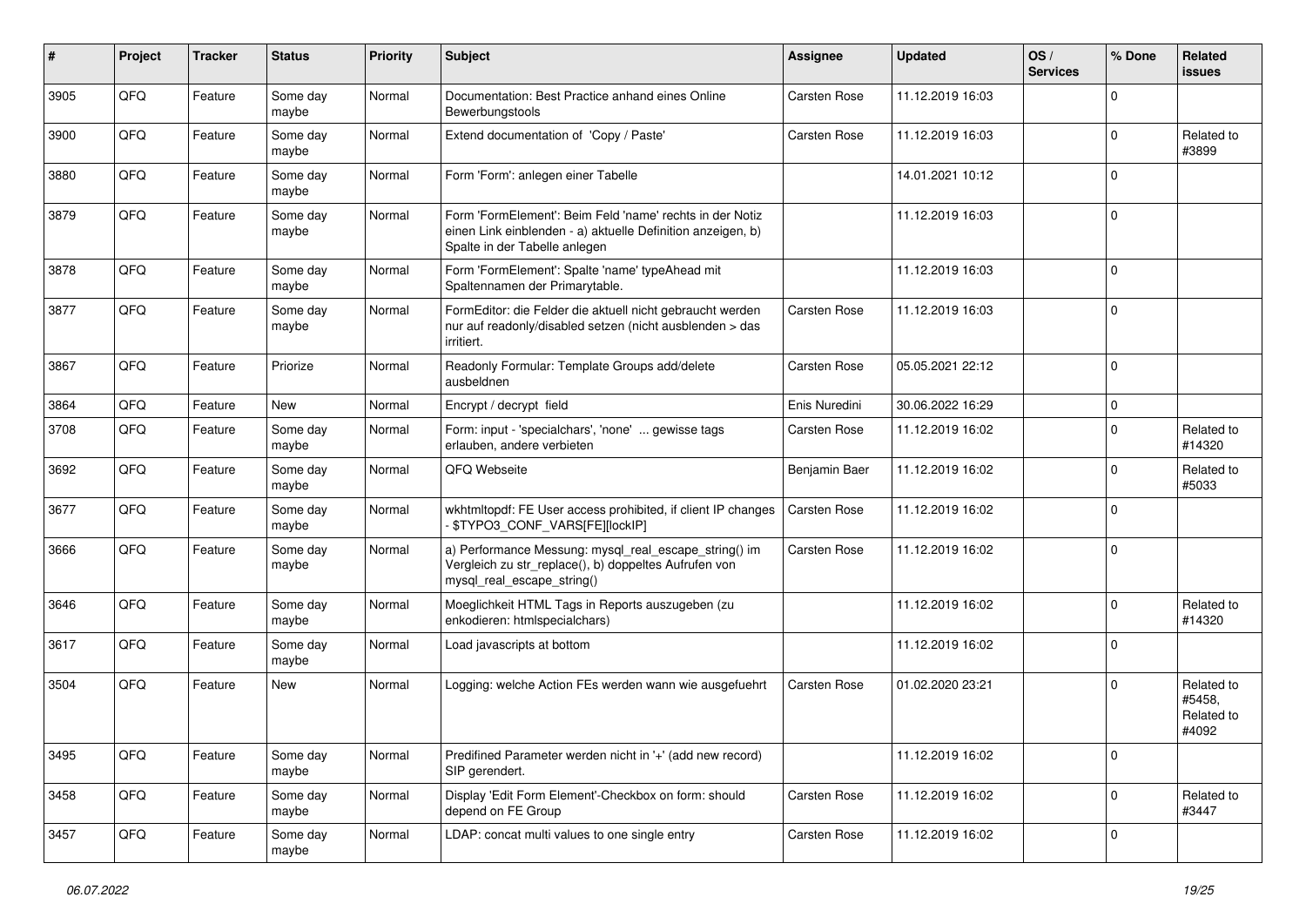| # | Project | Tracker | Status | Priority | Subject | Assignee | Updated | OS / Services | % Done | Related issues |
|---|---|---|---|---|---|---|---|---|---|---|
| 3905 | QFQ | Feature | Some day maybe | Normal | Documentation: Best Practice anhand eines Online Bewerbungstools | Carsten Rose | 11.12.2019 16:03 | | 0 | |
| 3900 | QFQ | Feature | Some day maybe | Normal | Extend documentation of 'Copy / Paste' | Carsten Rose | 11.12.2019 16:03 | | 0 | Related to #3899 |
| 3880 | QFQ | Feature | Some day maybe | Normal | Form 'Form': anlegen einer Tabelle | | 14.01.2021 10:12 | | 0 | |
| 3879 | QFQ | Feature | Some day maybe | Normal | Form 'FormElement': Beim Feld 'name' rechts in der Notiz einen Link einblenden - a) aktuelle Definition anzeigen, b) Spalte in der Tabelle anlegen | | 11.12.2019 16:03 | | 0 | |
| 3878 | QFQ | Feature | Some day maybe | Normal | Form 'FormElement': Spalte 'name' typeAhead mit Spaltennamen der Primarytable. | | 11.12.2019 16:03 | | 0 | |
| 3877 | QFQ | Feature | Some day maybe | Normal | FormEditor: die Felder die aktuell nicht gebraucht werden nur auf readonly/disabled setzen (nicht ausblenden > das irritiert. | Carsten Rose | 11.12.2019 16:03 | | 0 | |
| 3867 | QFQ | Feature | Priorize | Normal | Readonly Formular: Template Groups add/delete ausbeldnen | Carsten Rose | 05.05.2021 22:12 | | 0 | |
| 3864 | QFQ | Feature | New | Normal | Encrypt / decrypt field | Enis Nuredini | 30.06.2022 16:29 | | 0 | |
| 3708 | QFQ | Feature | Some day maybe | Normal | Form: input - 'specialchars', 'none' ... gewisse tags erlauben, andere verbieten | Carsten Rose | 11.12.2019 16:02 | | 0 | Related to #14320 |
| 3692 | QFQ | Feature | Some day maybe | Normal | QFQ Webseite | Benjamin Baer | 11.12.2019 16:02 | | 0 | Related to #5033 |
| 3677 | QFQ | Feature | Some day maybe | Normal | wkhtmltopdf: FE User access prohibited, if client IP changes - $TYPO3_CONF_VARS[FE][lockIP] | Carsten Rose | 11.12.2019 16:02 | | 0 | |
| 3666 | QFQ | Feature | Some day maybe | Normal | a) Performance Messung: mysql_real_escape_string() im Vergleich zu str_replace(), b) doppeltes Aufrufen von mysql_real_escape_string() | Carsten Rose | 11.12.2019 16:02 | | 0 | |
| 3646 | QFQ | Feature | Some day maybe | Normal | Moeglichkeit HTML Tags in Reports auszugeben (zu enkodieren: htmlspecialchars) | | 11.12.2019 16:02 | | 0 | Related to #14320 |
| 3617 | QFQ | Feature | Some day maybe | Normal | Load javascripts at bottom | | 11.12.2019 16:02 | | 0 | |
| 3504 | QFQ | Feature | New | Normal | Logging: welche Action FEs werden wann wie ausgefuehrt | Carsten Rose | 01.02.2020 23:21 | | 0 | Related to #5458, Related to #4092 |
| 3495 | QFQ | Feature | Some day maybe | Normal | Predifined Parameter werden nicht in '+' (add new record) SIP gerendert. | | 11.12.2019 16:02 | | 0 | |
| 3458 | QFQ | Feature | Some day maybe | Normal | Display 'Edit Form Element'-Checkbox on form: should depend on FE Group | Carsten Rose | 11.12.2019 16:02 | | 0 | Related to #3447 |
| 3457 | QFQ | Feature | Some day maybe | Normal | LDAP: concat multi values to one single entry | Carsten Rose | 11.12.2019 16:02 | | 0 | |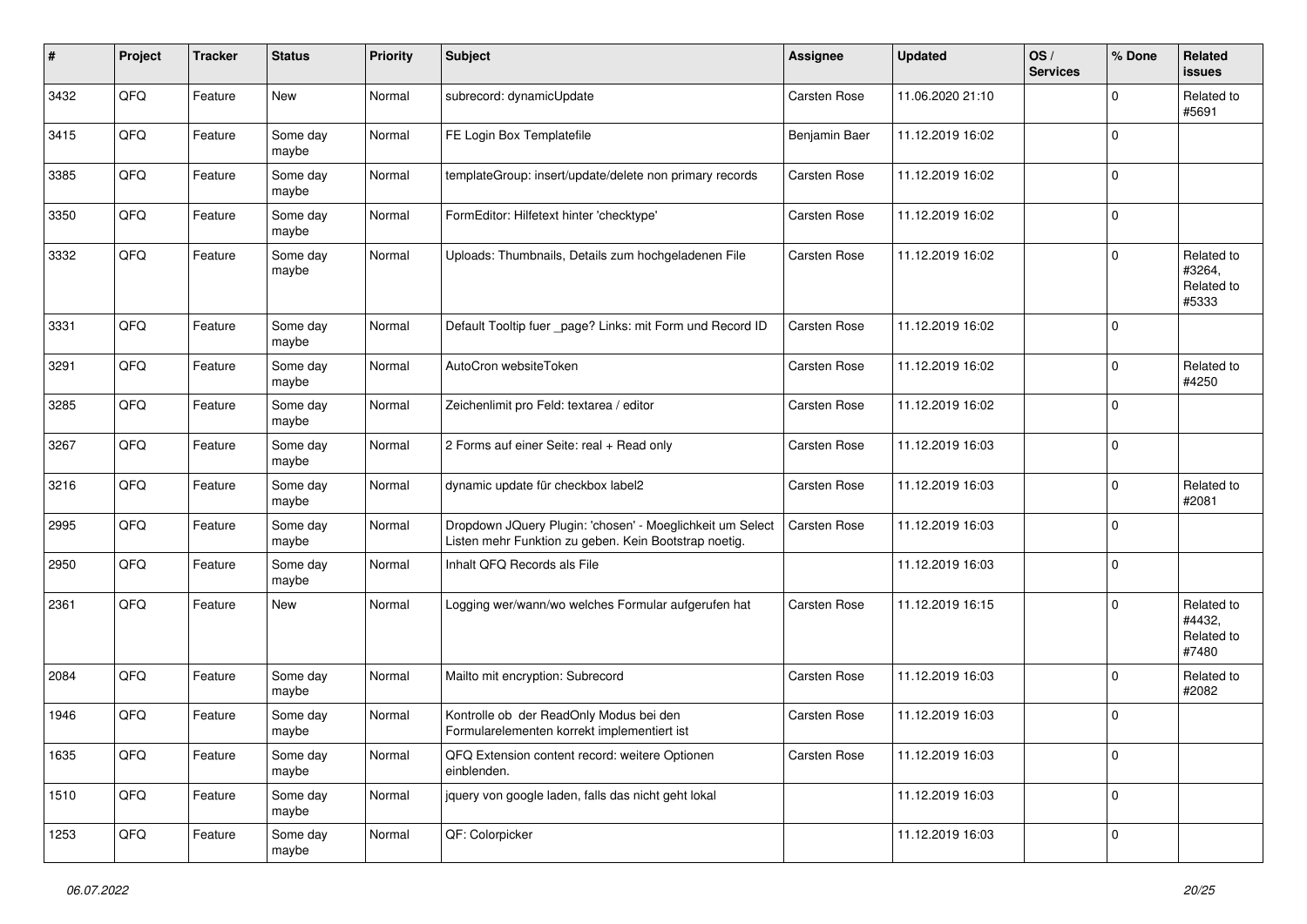| # | Project | Tracker | Status | Priority | Subject | Assignee | Updated | OS / Services | % Done | Related issues |
|---|---|---|---|---|---|---|---|---|---|---|
| 3432 | QFQ | Feature | New | Normal | subrecord: dynamicUpdate | Carsten Rose | 11.06.2020 21:10 | | 0 | Related to #5691 |
| 3415 | QFQ | Feature | Some day maybe | Normal | FE Login Box Templatefile | Benjamin Baer | 11.12.2019 16:02 | | 0 | |
| 3385 | QFQ | Feature | Some day maybe | Normal | templateGroup: insert/update/delete non primary records | Carsten Rose | 11.12.2019 16:02 | | 0 | |
| 3350 | QFQ | Feature | Some day maybe | Normal | FormEditor: Hilfetext hinter 'checktype' | Carsten Rose | 11.12.2019 16:02 | | 0 | |
| 3332 | QFQ | Feature | Some day maybe | Normal | Uploads: Thumbnails, Details zum hochgeladenen File | Carsten Rose | 11.12.2019 16:02 | | 0 | Related to #3264, Related to #5333 |
| 3331 | QFQ | Feature | Some day maybe | Normal | Default Tooltip fuer _page? Links: mit Form und Record ID | Carsten Rose | 11.12.2019 16:02 | | 0 | |
| 3291 | QFQ | Feature | Some day maybe | Normal | AutoCron websiteToken | Carsten Rose | 11.12.2019 16:02 | | 0 | Related to #4250 |
| 3285 | QFQ | Feature | Some day maybe | Normal | Zeichenlimit pro Feld: textarea / editor | Carsten Rose | 11.12.2019 16:02 | | 0 | |
| 3267 | QFQ | Feature | Some day maybe | Normal | 2 Forms auf einer Seite: real + Read only | Carsten Rose | 11.12.2019 16:03 | | 0 | |
| 3216 | QFQ | Feature | Some day maybe | Normal | dynamic update für checkbox label2 | Carsten Rose | 11.12.2019 16:03 | | 0 | Related to #2081 |
| 2995 | QFQ | Feature | Some day maybe | Normal | Dropdown JQuery Plugin: 'chosen' - Moeglichkeit um Select Listen mehr Funktion zu geben. Kein Bootstrap noetig. | Carsten Rose | 11.12.2019 16:03 | | 0 | |
| 2950 | QFQ | Feature | Some day maybe | Normal | Inhalt QFQ Records als File | | 11.12.2019 16:03 | | 0 | |
| 2361 | QFQ | Feature | New | Normal | Logging wer/wann/wo welches Formular aufgerufen hat | Carsten Rose | 11.12.2019 16:15 | | 0 | Related to #4432, Related to #7480 |
| 2084 | QFQ | Feature | Some day maybe | Normal | Mailto mit encryption: Subrecord | Carsten Rose | 11.12.2019 16:03 | | 0 | Related to #2082 |
| 1946 | QFQ | Feature | Some day maybe | Normal | Kontrolle ob der ReadOnly Modus bei den Formularelementen korrekt implementiert ist | Carsten Rose | 11.12.2019 16:03 | | 0 | |
| 1635 | QFQ | Feature | Some day maybe | Normal | QFQ Extension content record: weitere Optionen einblenden. | Carsten Rose | 11.12.2019 16:03 | | 0 | |
| 1510 | QFQ | Feature | Some day maybe | Normal | jquery von google laden, falls das nicht geht lokal | | 11.12.2019 16:03 | | 0 | |
| 1253 | QFQ | Feature | Some day maybe | Normal | QF: Colorpicker | | 11.12.2019 16:03 | | 0 | |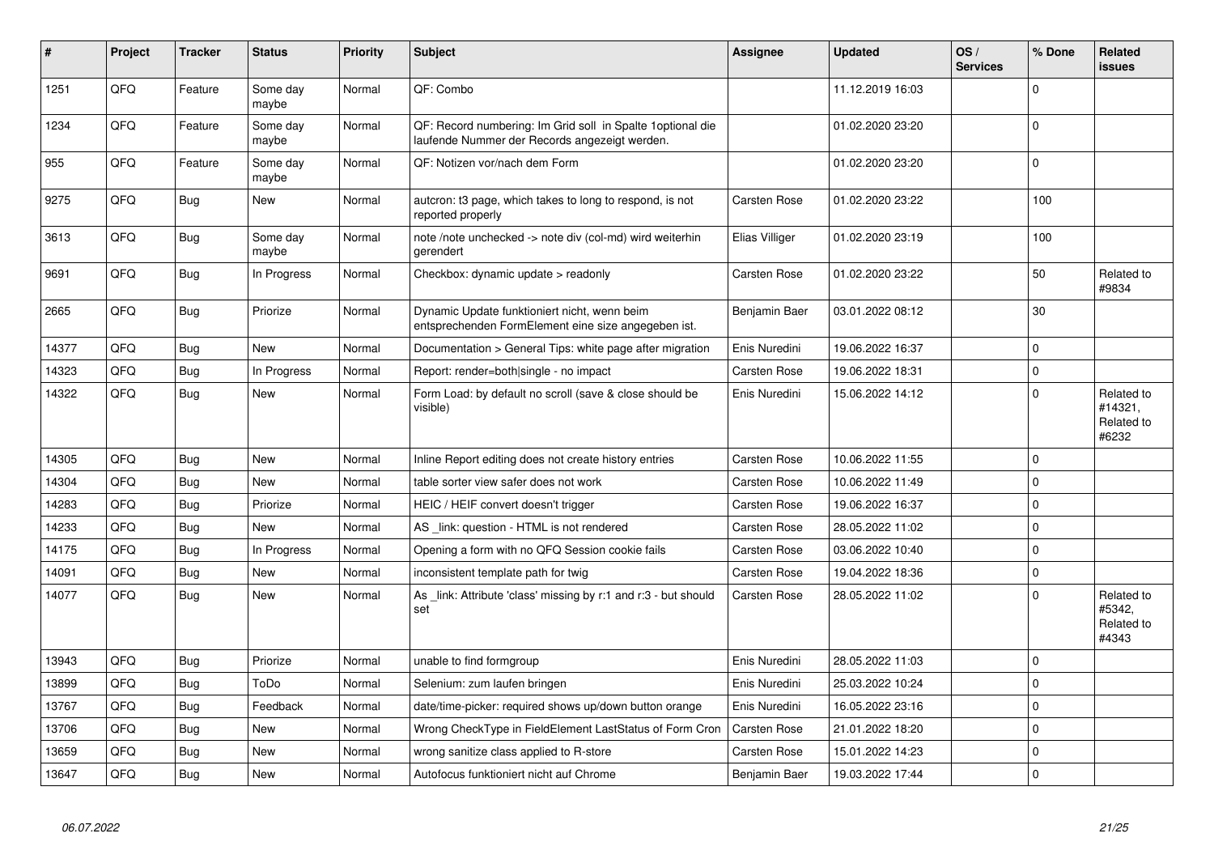| # | Project | Tracker | Status | Priority | Subject | Assignee | Updated | OS / Services | % Done | Related issues |
|---|---|---|---|---|---|---|---|---|---|---|
| 1251 | QFQ | Feature | Some day maybe | Normal | QF: Combo | | 11.12.2019 16:03 | | 0 | |
| 1234 | QFQ | Feature | Some day maybe | Normal | QF: Record numbering: Im Grid soll in Spalte 1optional die laufende Nummer der Records angezeigt werden. | | 01.02.2020 23:20 | | 0 | |
| 955 | QFQ | Feature | Some day maybe | Normal | QF: Notizen vor/nach dem Form | | 01.02.2020 23:20 | | 0 | |
| 9275 | QFQ | Bug | New | Normal | autcron: t3 page, which takes to long to respond, is not reported properly | Carsten Rose | 01.02.2020 23:22 | | 100 | |
| 3613 | QFQ | Bug | Some day maybe | Normal | note /note unchecked -> note div (col-md) wird weiterhin gerendert | Elias Villiger | 01.02.2020 23:19 | | 100 | |
| 9691 | QFQ | Bug | In Progress | Normal | Checkbox: dynamic update > readonly | Carsten Rose | 01.02.2020 23:22 | | 50 | Related to #9834 |
| 2665 | QFQ | Bug | Priorize | Normal | Dynamic Update funktioniert nicht, wenn beim entsprechenden FormElement eine size angegeben ist. | Benjamin Baer | 03.01.2022 08:12 | | 30 | |
| 14377 | QFQ | Bug | New | Normal | Documentation > General Tips: white page after migration | Enis Nuredini | 19.06.2022 16:37 | | 0 | |
| 14323 | QFQ | Bug | In Progress | Normal | Report: render=both\|single - no impact | Carsten Rose | 19.06.2022 18:31 | | 0 | |
| 14322 | QFQ | Bug | New | Normal | Form Load: by default no scroll (save & close should be visible) | Enis Nuredini | 15.06.2022 14:12 | | 0 | Related to #14321, Related to #6232 |
| 14305 | QFQ | Bug | New | Normal | Inline Report editing does not create history entries | Carsten Rose | 10.06.2022 11:55 | | 0 | |
| 14304 | QFQ | Bug | New | Normal | table sorter view safer does not work | Carsten Rose | 10.06.2022 11:49 | | 0 | |
| 14283 | QFQ | Bug | Priorize | Normal | HEIC / HEIF convert doesn't trigger | Carsten Rose | 19.06.2022 16:37 | | 0 | |
| 14233 | QFQ | Bug | New | Normal | AS _link: question - HTML is not rendered | Carsten Rose | 28.05.2022 11:02 | | 0 | |
| 14175 | QFQ | Bug | In Progress | Normal | Opening a form with no QFQ Session cookie fails | Carsten Rose | 03.06.2022 10:40 | | 0 | |
| 14091 | QFQ | Bug | New | Normal | inconsistent template path for twig | Carsten Rose | 19.04.2022 18:36 | | 0 | |
| 14077 | QFQ | Bug | New | Normal | As _link: Attribute 'class' missing by r:1 and r:3 - but should set | Carsten Rose | 28.05.2022 11:02 | | 0 | Related to #5342, Related to #4343 |
| 13943 | QFQ | Bug | Priorize | Normal | unable to find formgroup | Enis Nuredini | 28.05.2022 11:03 | | 0 | |
| 13899 | QFQ | Bug | ToDo | Normal | Selenium: zum laufen bringen | Enis Nuredini | 25.03.2022 10:24 | | 0 | |
| 13767 | QFQ | Bug | Feedback | Normal | date/time-picker: required shows up/down button orange | Enis Nuredini | 16.05.2022 23:16 | | 0 | |
| 13706 | QFQ | Bug | New | Normal | Wrong CheckType in FieldElement LastStatus of Form Cron | Carsten Rose | 21.01.2022 18:20 | | 0 | |
| 13659 | QFQ | Bug | New | Normal | wrong sanitize class applied to R-store | Carsten Rose | 15.01.2022 14:23 | | 0 | |
| 13647 | QFQ | Bug | New | Normal | Autofocus funktioniert nicht auf Chrome | Benjamin Baer | 19.03.2022 17:44 | | 0 | |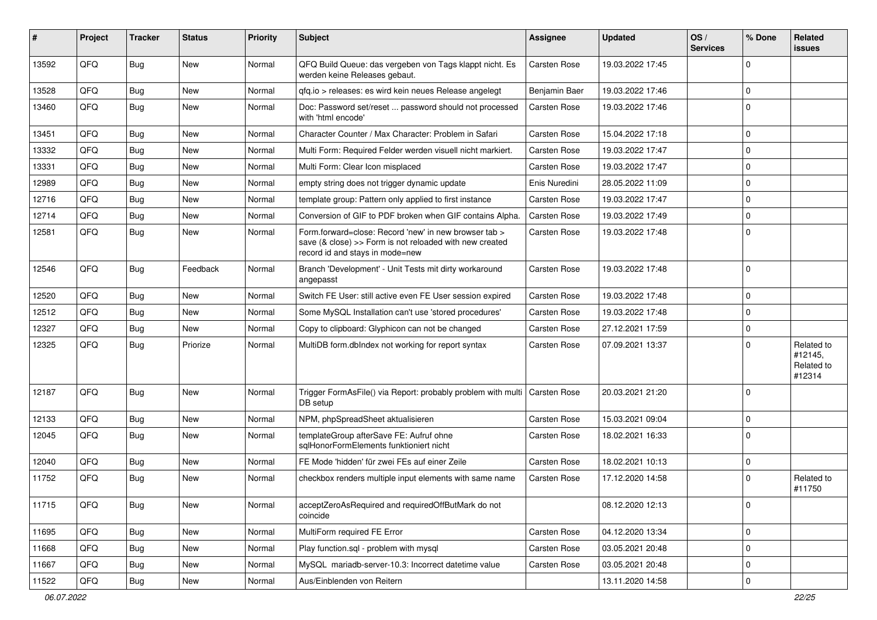| # | Project | Tracker | Status | Priority | Subject | Assignee | Updated | OS / Services | % Done | Related issues |
|---|---|---|---|---|---|---|---|---|---|---|
| 13592 | QFQ | Bug | New | Normal | QFQ Build Queue: das vergeben von Tags klappt nicht. Es werden keine Releases gebaut. | Carsten Rose | 19.03.2022 17:45 | | 0 | |
| 13528 | QFQ | Bug | New | Normal | qfq.io > releases: es wird kein neues Release angelegt | Benjamin Baer | 19.03.2022 17:46 | | 0 | |
| 13460 | QFQ | Bug | New | Normal | Doc: Password set/reset ... password should not processed with 'html encode' | Carsten Rose | 19.03.2022 17:46 | | 0 | |
| 13451 | QFQ | Bug | New | Normal | Character Counter / Max Character: Problem in Safari | Carsten Rose | 15.04.2022 17:18 | | 0 | |
| 13332 | QFQ | Bug | New | Normal | Multi Form: Required Felder werden visuell nicht markiert. | Carsten Rose | 19.03.2022 17:47 | | 0 | |
| 13331 | QFQ | Bug | New | Normal | Multi Form: Clear Icon misplaced | Carsten Rose | 19.03.2022 17:47 | | 0 | |
| 12989 | QFQ | Bug | New | Normal | empty string does not trigger dynamic update | Enis Nuredini | 28.05.2022 11:09 | | 0 | |
| 12716 | QFQ | Bug | New | Normal | template group: Pattern only applied to first instance | Carsten Rose | 19.03.2022 17:47 | | 0 | |
| 12714 | QFQ | Bug | New | Normal | Conversion of GIF to PDF broken when GIF contains Alpha. | Carsten Rose | 19.03.2022 17:49 | | 0 | |
| 12581 | QFQ | Bug | New | Normal | Form.forward=close: Record 'new' in new browser tab > save (& close) >> Form is not reloaded with new created record id and stays in mode=new | Carsten Rose | 19.03.2022 17:48 | | 0 | |
| 12546 | QFQ | Bug | Feedback | Normal | Branch 'Development' - Unit Tests mit dirty workaround angepasst | Carsten Rose | 19.03.2022 17:48 | | 0 | |
| 12520 | QFQ | Bug | New | Normal | Switch FE User: still active even FE User session expired | Carsten Rose | 19.03.2022 17:48 | | 0 | |
| 12512 | QFQ | Bug | New | Normal | Some MySQL Installation can't use 'stored procedures' | Carsten Rose | 19.03.2022 17:48 | | 0 | |
| 12327 | QFQ | Bug | New | Normal | Copy to clipboard: Glyphicon can not be changed | Carsten Rose | 27.12.2021 17:59 | | 0 | |
| 12325 | QFQ | Bug | Priorize | Normal | MultiDB form.dbIndex not working for report syntax | Carsten Rose | 07.09.2021 13:37 | | 0 | Related to #12145, Related to #12314 |
| 12187 | QFQ | Bug | New | Normal | Trigger FormAsFile() via Report: probably problem with multi DB setup | Carsten Rose | 20.03.2021 21:20 | | 0 | |
| 12133 | QFQ | Bug | New | Normal | NPM, phpSpreadSheet aktualisieren | Carsten Rose | 15.03.2021 09:04 | | 0 | |
| 12045 | QFQ | Bug | New | Normal | templateGroup afterSave FE: Aufruf ohne sqlHonorFormElements funktioniert nicht | Carsten Rose | 18.02.2021 16:33 | | 0 | |
| 12040 | QFQ | Bug | New | Normal | FE Mode 'hidden' für zwei FEs auf einer Zeile | Carsten Rose | 18.02.2021 10:13 | | 0 | |
| 11752 | QFQ | Bug | New | Normal | checkbox renders multiple input elements with same name | Carsten Rose | 17.12.2020 14:58 | | 0 | Related to #11750 |
| 11715 | QFQ | Bug | New | Normal | acceptZeroAsRequired and requiredOffButMark do not coincide | | 08.12.2020 12:13 | | 0 | |
| 11695 | QFQ | Bug | New | Normal | MultiForm required FE Error | Carsten Rose | 04.12.2020 13:34 | | 0 | |
| 11668 | QFQ | Bug | New | Normal | Play function.sql - problem with mysql | Carsten Rose | 03.05.2021 20:48 | | 0 | |
| 11667 | QFQ | Bug | New | Normal | MySQL mariadb-server-10.3: Incorrect datetime value | Carsten Rose | 03.05.2021 20:48 | | 0 | |
| 11522 | QFQ | Bug | New | Normal | Aus/Einblenden von Reitern | | 13.11.2020 14:58 | | 0 | |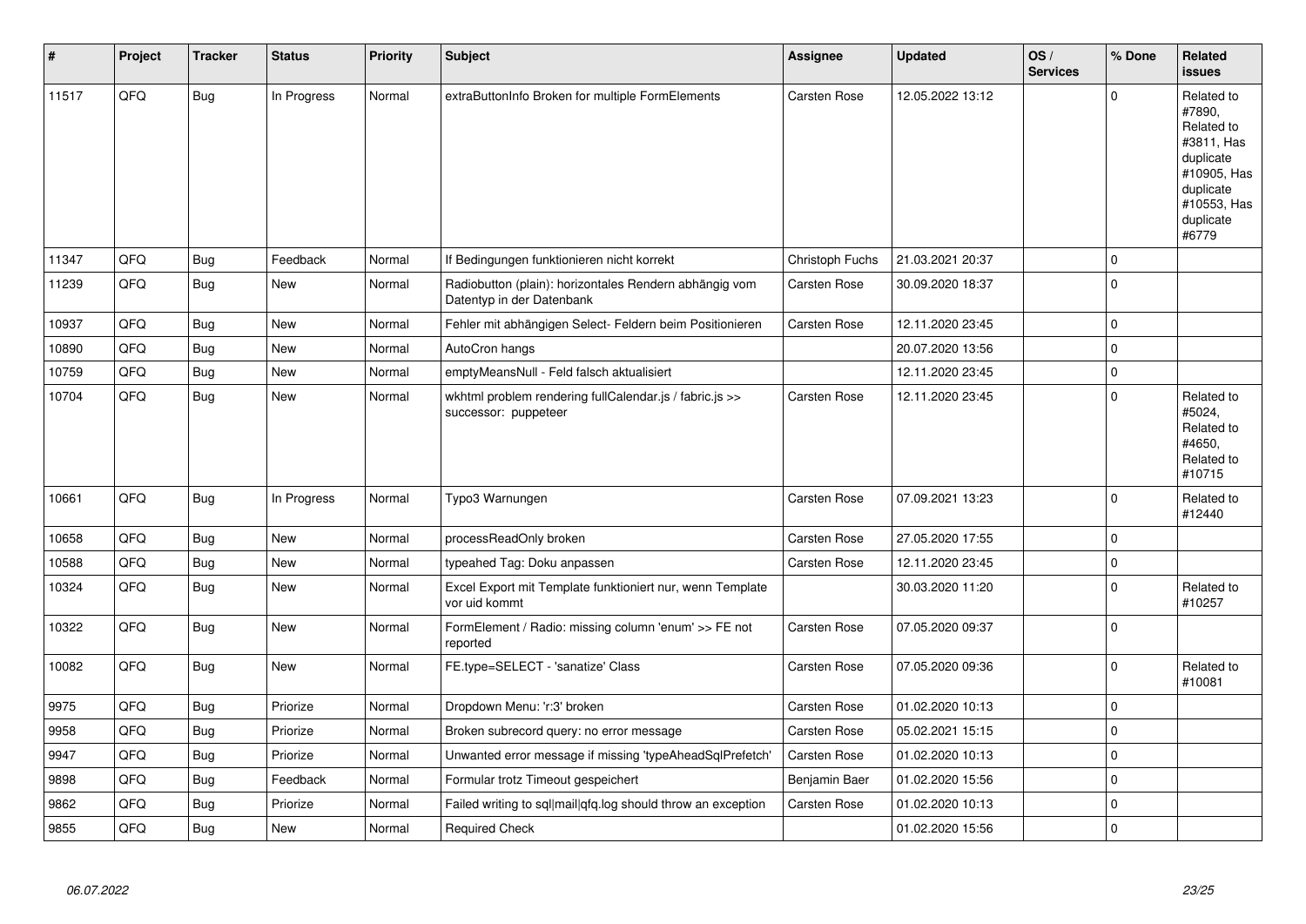| # | Project | Tracker | Status | Priority | Subject | Assignee | Updated | OS / Services | % Done | Related issues |
|---|---|---|---|---|---|---|---|---|---|---|
| 11517 | QFQ | Bug | In Progress | Normal | extraButtonInfo Broken for multiple FormElements | Carsten Rose | 12.05.2022 13:12 | | 0 | Related to #7890, Related to #3811, Has duplicate #10905, Has duplicate #10553, Has duplicate #6779 |
| 11347 | QFQ | Bug | Feedback | Normal | If Bedingungen funktionieren nicht korrekt | Christoph Fuchs | 21.03.2021 20:37 | | 0 | |
| 11239 | QFQ | Bug | New | Normal | Radiobutton (plain): horizontales Rendern abhängig vom Datentyp in der Datenbank | Carsten Rose | 30.09.2020 18:37 | | 0 | |
| 10937 | QFQ | Bug | New | Normal | Fehler mit abhängigen Select- Feldern beim Positionieren | Carsten Rose | 12.11.2020 23:45 | | 0 | |
| 10890 | QFQ | Bug | New | Normal | AutoCron hangs | | 20.07.2020 13:56 | | 0 | |
| 10759 | QFQ | Bug | New | Normal | emptyMeansNull - Feld falsch aktualisiert | | 12.11.2020 23:45 | | 0 | |
| 10704 | QFQ | Bug | New | Normal | wkhtml problem rendering fullCalendar.js / fabric.js >> successor: puppeteer | Carsten Rose | 12.11.2020 23:45 | | 0 | Related to #5024, Related to #4650, Related to #10715 |
| 10661 | QFQ | Bug | In Progress | Normal | Typo3 Warnungen | Carsten Rose | 07.09.2021 13:23 | | 0 | Related to #12440 |
| 10658 | QFQ | Bug | New | Normal | processReadOnly broken | Carsten Rose | 27.05.2020 17:55 | | 0 | |
| 10588 | QFQ | Bug | New | Normal | typeahed Tag: Doku anpassen | Carsten Rose | 12.11.2020 23:45 | | 0 | |
| 10324 | QFQ | Bug | New | Normal | Excel Export mit Template funktioniert nur, wenn Template vor uid kommt | | 30.03.2020 11:20 | | 0 | Related to #10257 |
| 10322 | QFQ | Bug | New | Normal | FormElement / Radio: missing column 'enum' >> FE not reported | Carsten Rose | 07.05.2020 09:37 | | 0 | |
| 10082 | QFQ | Bug | New | Normal | FE.type=SELECT - 'sanatize' Class | Carsten Rose | 07.05.2020 09:36 | | 0 | Related to #10081 |
| 9975 | QFQ | Bug | Priorize | Normal | Dropdown Menu: 'r:3' broken | Carsten Rose | 01.02.2020 10:13 | | 0 | |
| 9958 | QFQ | Bug | Priorize | Normal | Broken subrecord query: no error message | Carsten Rose | 05.02.2021 15:15 | | 0 | |
| 9947 | QFQ | Bug | Priorize | Normal | Unwanted error message if missing 'typeAheadSqlPrefetch' | Carsten Rose | 01.02.2020 10:13 | | 0 | |
| 9898 | QFQ | Bug | Feedback | Normal | Formular trotz Timeout gespeichert | Benjamin Baer | 01.02.2020 15:56 | | 0 | |
| 9862 | QFQ | Bug | Priorize | Normal | Failed writing to sql\|mail\|qfq.log should throw an exception | Carsten Rose | 01.02.2020 10:13 | | 0 | |
| 9855 | QFQ | Bug | New | Normal | Required Check | | 01.02.2020 15:56 | | 0 | |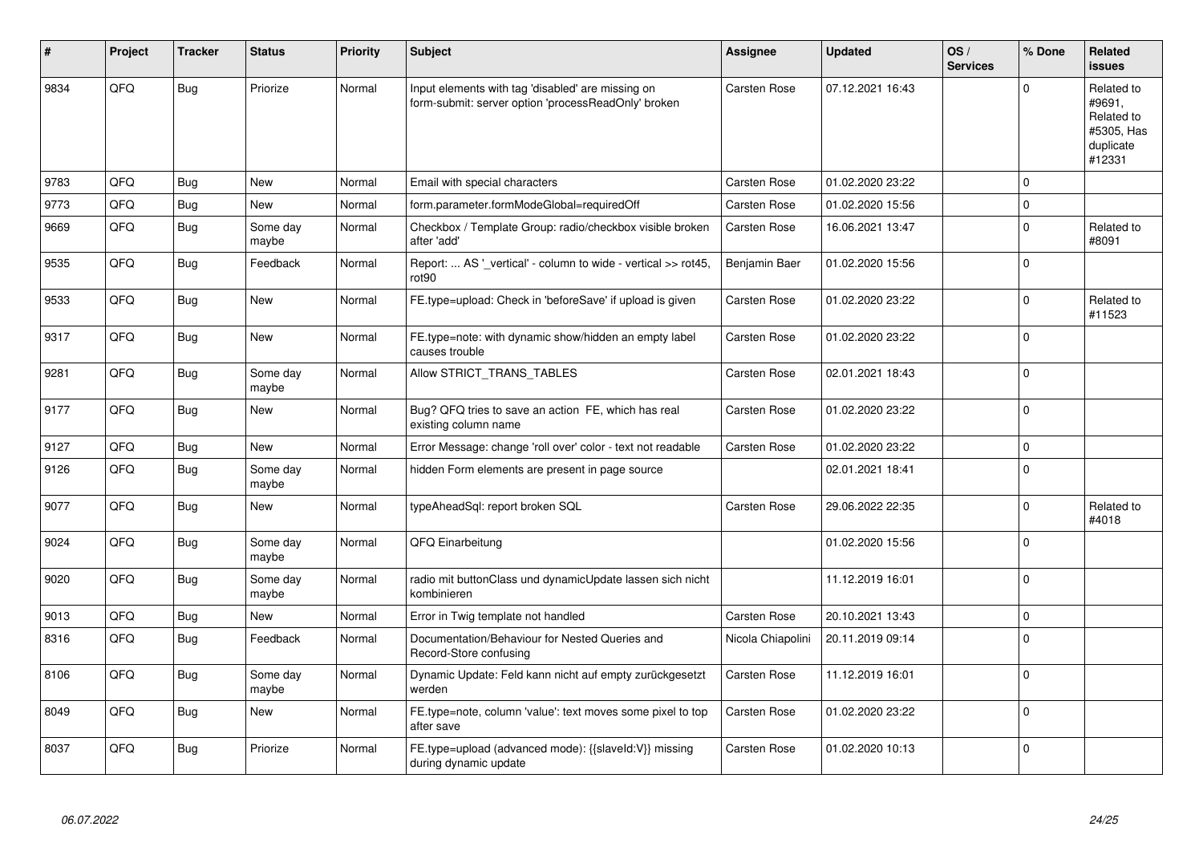| # | Project | Tracker | Status | Priority | Subject | Assignee | Updated | OS / Services | % Done | Related issues |
|---|---|---|---|---|---|---|---|---|---|---|
| 9834 | QFQ | Bug | Priorize | Normal | Input elements with tag 'disabled' are missing on form-submit: server option 'processReadOnly' broken | Carsten Rose | 07.12.2021 16:43 | | 0 | Related to #9691, Related to #5305, Has duplicate #12331 |
| 9783 | QFQ | Bug | New | Normal | Email with special characters | Carsten Rose | 01.02.2020 23:22 | | 0 | |
| 9773 | QFQ | Bug | New | Normal | form.parameter.formModeGlobal=requiredOff | Carsten Rose | 01.02.2020 15:56 | | 0 | |
| 9669 | QFQ | Bug | Some day maybe | Normal | Checkbox / Template Group: radio/checkbox visible broken after 'add' | Carsten Rose | 16.06.2021 13:47 | | 0 | Related to #8091 |
| 9535 | QFQ | Bug | Feedback | Normal | Report: ... AS '_vertical' - column to wide - vertical >> rot45, rot90 | Benjamin Baer | 01.02.2020 15:56 | | 0 | |
| 9533 | QFQ | Bug | New | Normal | FE.type=upload: Check in 'beforeSave' if upload is given | Carsten Rose | 01.02.2020 23:22 | | 0 | Related to #11523 |
| 9317 | QFQ | Bug | New | Normal | FE.type=note: with dynamic show/hidden an empty label causes trouble | Carsten Rose | 01.02.2020 23:22 | | 0 | |
| 9281 | QFQ | Bug | Some day maybe | Normal | Allow STRICT_TRANS_TABLES | Carsten Rose | 02.01.2021 18:43 | | 0 | |
| 9177 | QFQ | Bug | New | Normal | Bug? QFQ tries to save an action FE, which has real existing column name | Carsten Rose | 01.02.2020 23:22 | | 0 | |
| 9127 | QFQ | Bug | New | Normal | Error Message: change 'roll over' color - text not readable | Carsten Rose | 01.02.2020 23:22 | | 0 | |
| 9126 | QFQ | Bug | Some day maybe | Normal | hidden Form elements are present in page source | | 02.01.2021 18:41 | | 0 | |
| 9077 | QFQ | Bug | New | Normal | typeAheadSql: report broken SQL | Carsten Rose | 29.06.2022 22:35 | | 0 | Related to #4018 |
| 9024 | QFQ | Bug | Some day maybe | Normal | QFQ Einarbeitung | | 01.02.2020 15:56 | | 0 | |
| 9020 | QFQ | Bug | Some day maybe | Normal | radio mit buttonClass und dynamicUpdate lassen sich nicht kombinieren | | 11.12.2019 16:01 | | 0 | |
| 9013 | QFQ | Bug | New | Normal | Error in Twig template not handled | Carsten Rose | 20.10.2021 13:43 | | 0 | |
| 8316 | QFQ | Bug | Feedback | Normal | Documentation/Behaviour for Nested Queries and Record-Store confusing | Nicola Chiapolini | 20.11.2019 09:14 | | 0 | |
| 8106 | QFQ | Bug | Some day maybe | Normal | Dynamic Update: Feld kann nicht auf empty zurückgesetzt werden | Carsten Rose | 11.12.2019 16:01 | | 0 | |
| 8049 | QFQ | Bug | New | Normal | FE.type=note, column 'value': text moves some pixel to top after save | Carsten Rose | 01.02.2020 23:22 | | 0 | |
| 8037 | QFQ | Bug | Priorize | Normal | FE.type=upload (advanced mode): {{slaveId:V}} missing during dynamic update | Carsten Rose | 01.02.2020 10:13 | | 0 | |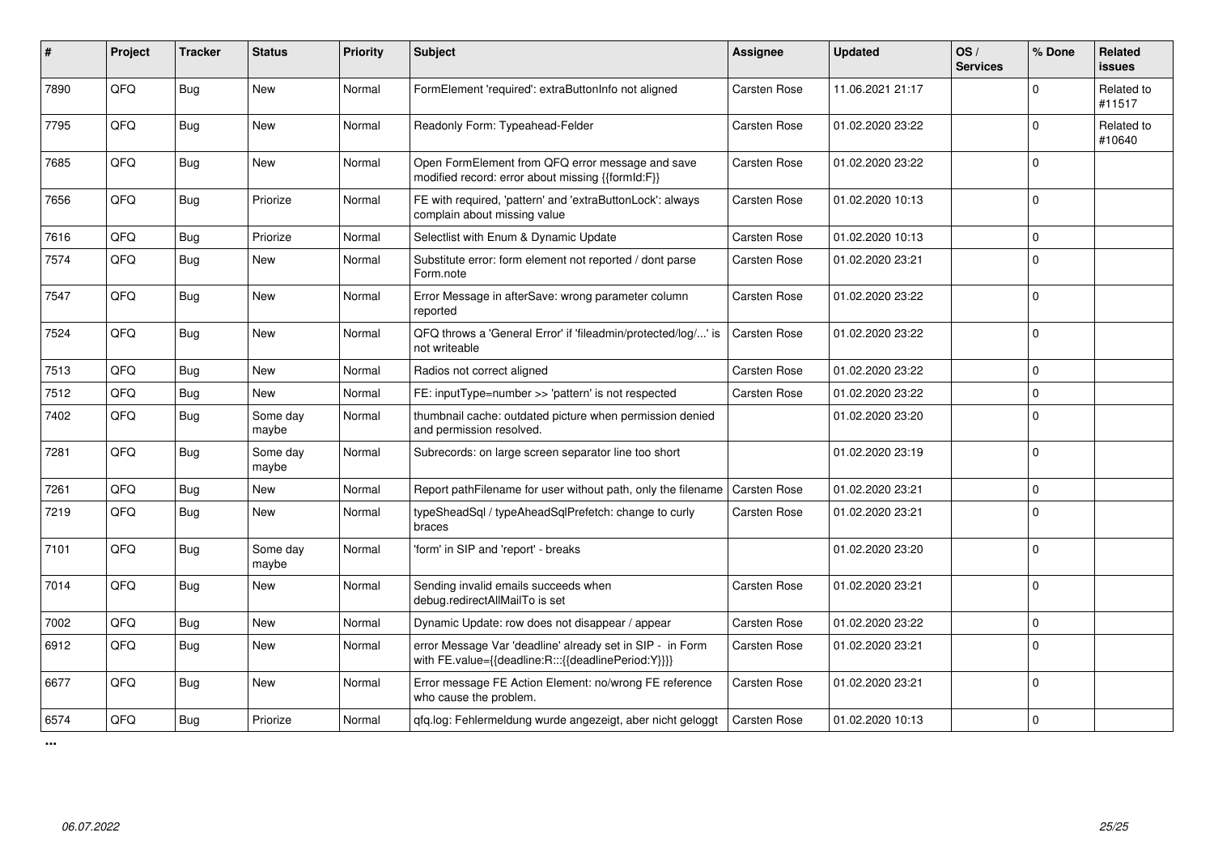| # | Project | Tracker | Status | Priority | Subject | Assignee | Updated | OS / Services | % Done | Related issues |
|---|---|---|---|---|---|---|---|---|---|---|
| 7890 | QFQ | Bug | New | Normal | FormElement 'required': extraButtonInfo not aligned | Carsten Rose | 11.06.2021 21:17 | | 0 | Related to #11517 |
| 7795 | QFQ | Bug | New | Normal | Readonly Form: Typeahead-Felder | Carsten Rose | 01.02.2020 23:22 | | 0 | Related to #10640 |
| 7685 | QFQ | Bug | New | Normal | Open FormElement from QFQ error message and save modified record: error about missing {{formId:F}} | Carsten Rose | 01.02.2020 23:22 | | 0 | |
| 7656 | QFQ | Bug | Priorize | Normal | FE with required, 'pattern' and 'extraButtonLock': always complain about missing value | Carsten Rose | 01.02.2020 10:13 | | 0 | |
| 7616 | QFQ | Bug | Priorize | Normal | Selectlist with Enum & Dynamic Update | Carsten Rose | 01.02.2020 10:13 | | 0 | |
| 7574 | QFQ | Bug | New | Normal | Substitute error: form element not reported / dont parse Form.note | Carsten Rose | 01.02.2020 23:21 | | 0 | |
| 7547 | QFQ | Bug | New | Normal | Error Message in afterSave: wrong parameter column reported | Carsten Rose | 01.02.2020 23:22 | | 0 | |
| 7524 | QFQ | Bug | New | Normal | QFQ throws a 'General Error' if 'fileadmin/protected/log/...' is not writeable | Carsten Rose | 01.02.2020 23:22 | | 0 | |
| 7513 | QFQ | Bug | New | Normal | Radios not correct aligned | Carsten Rose | 01.02.2020 23:22 | | 0 | |
| 7512 | QFQ | Bug | New | Normal | FE: inputType=number >> 'pattern' is not respected | Carsten Rose | 01.02.2020 23:22 | | 0 | |
| 7402 | QFQ | Bug | Some day maybe | Normal | thumbnail cache: outdated picture when permission denied and permission resolved. | | 01.02.2020 23:20 | | 0 | |
| 7281 | QFQ | Bug | Some day maybe | Normal | Subrecords: on large screen separator line too short | | 01.02.2020 23:19 | | 0 | |
| 7261 | QFQ | Bug | New | Normal | Report pathFilename for user without path, only the filename | Carsten Rose | 01.02.2020 23:21 | | 0 | |
| 7219 | QFQ | Bug | New | Normal | typeSheadSql / typeAheadSqlPrefetch: change to curly braces | Carsten Rose | 01.02.2020 23:21 | | 0 | |
| 7101 | QFQ | Bug | Some day maybe | Normal | 'form' in SIP and 'report' - breaks | | 01.02.2020 23:20 | | 0 | |
| 7014 | QFQ | Bug | New | Normal | Sending invalid emails succeeds when debug.redirectAllMailTo is set | Carsten Rose | 01.02.2020 23:21 | | 0 | |
| 7002 | QFQ | Bug | New | Normal | Dynamic Update: row does not disappear / appear | Carsten Rose | 01.02.2020 23:22 | | 0 | |
| 6912 | QFQ | Bug | New | Normal | error Message Var 'deadline' already set in SIP - in Form with FE.value={{deadline:R:::{{deadlinePeriod:Y}}}} | Carsten Rose | 01.02.2020 23:21 | | 0 | |
| 6677 | QFQ | Bug | New | Normal | Error message FE Action Element: no/wrong FE reference who cause the problem. | Carsten Rose | 01.02.2020 23:21 | | 0 | |
| 6574 | QFQ | Bug | Priorize | Normal | qfq.log: Fehlermeldung wurde angezeigt, aber nicht geloggt | Carsten Rose | 01.02.2020 10:13 | | 0 | |

...